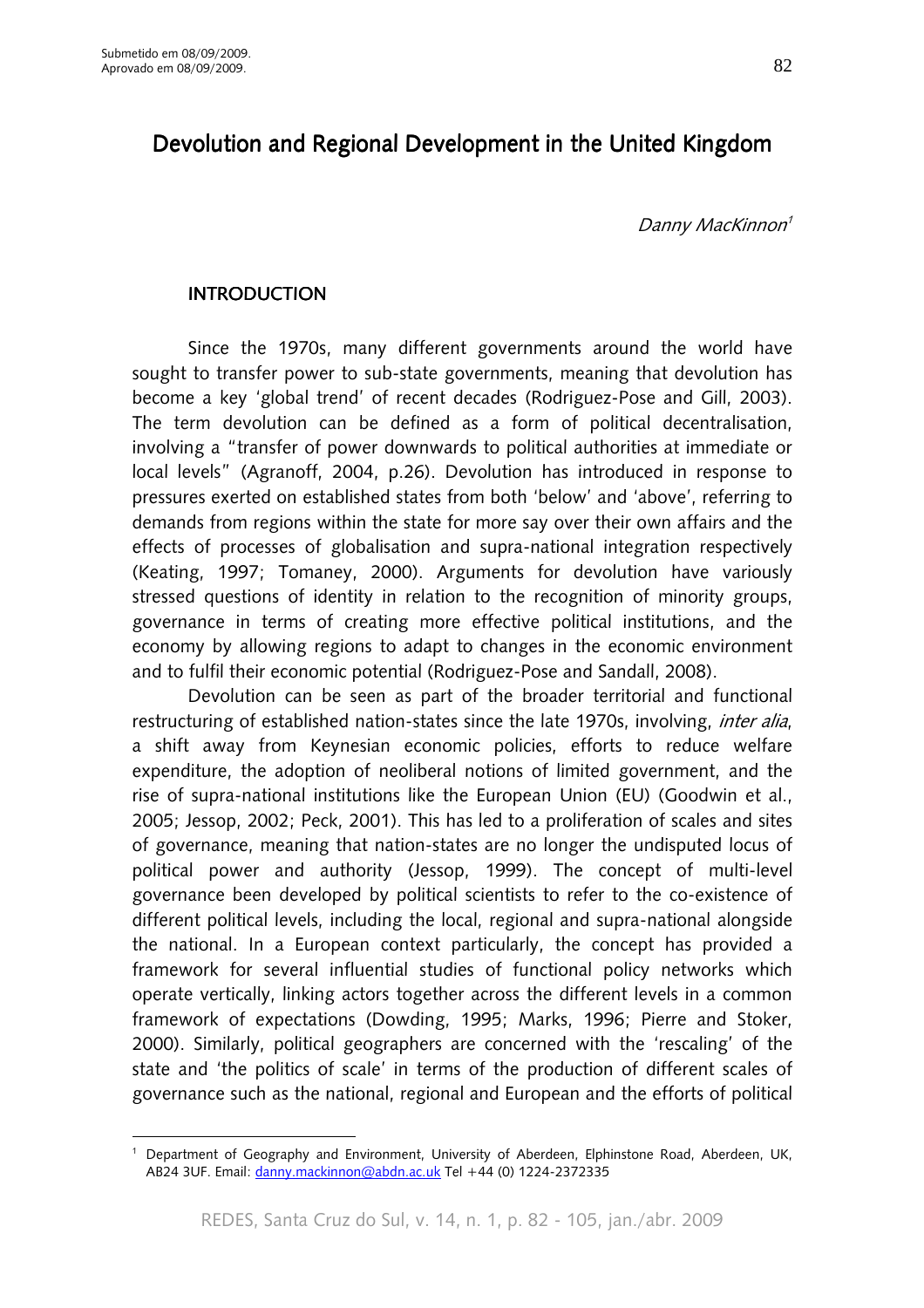Submetido em 08/09/2009.
Aprovado em 08/09/2009.

# Devolution and Regional Development in the United Kingdom

*Danny MacKinnon*[1]

## INTRODUCTION

Since the 1970s, many different governments around the world have sought to transfer power to sub-state governments, meaning that devolution has become a key 'global trend' of recent decades (Rodriguez-Pose and Gill, 2003). The term devolution can be defined as a form of political decentralisation, involving a "transfer of power downwards to political authorities at immediate or local levels" (Agranoff, 2004, p.26). Devolution has introduced in response to pressures exerted on established states from both 'below' and 'above', referring to demands from regions within the state for more say over their own affairs and the effects of processes of globalisation and supra-national integration respectively (Keating, 1997; Tomaney, 2000). Arguments for devolution have variously stressed questions of identity in relation to the recognition of minority groups, governance in terms of creating more effective political institutions, and the economy by allowing regions to adapt to changes in the economic environment and to fulfil their economic potential (Rodriguez-Pose and Sandall, 2008).

Devolution can be seen as part of the broader territorial and functional restructuring of established nation-states since the late 1970s, involving, *inter alia*, a shift away from Keynesian economic policies, efforts to reduce welfare expenditure, the adoption of neoliberal notions of limited government, and the rise of supra-national institutions like the European Union (EU) (Goodwin et al., 2005; Jessop, 2002; Peck, 2001). This has led to a proliferation of scales and sites of governance, meaning that nation-states are no longer the undisputed locus of political power and authority (Jessop, 1999). The concept of multi-level governance been developed by political scientists to refer to the co-existence of different political levels, including the local, regional and supra-national alongside the national. In a European context particularly, the concept has provided a framework for several influential studies of functional policy networks which operate vertically, linking actors together across the different levels in a common framework of expectations (Dowding, 1995; Marks, 1996; Pierre and Stoker, 2000). Similarly, political geographers are concerned with the 'rescaling' of the state and 'the politics of scale' in terms of the production of different scales of governance such as the national, regional and European and the efforts of political

[1] Department of Geography and Environment, University of Aberdeen, Elphinstone Road, Aberdeen, UK, AB24 3UF. Email: danny.mackinnon@abdn.ac.uk Tel +44 (0) 1224-2372335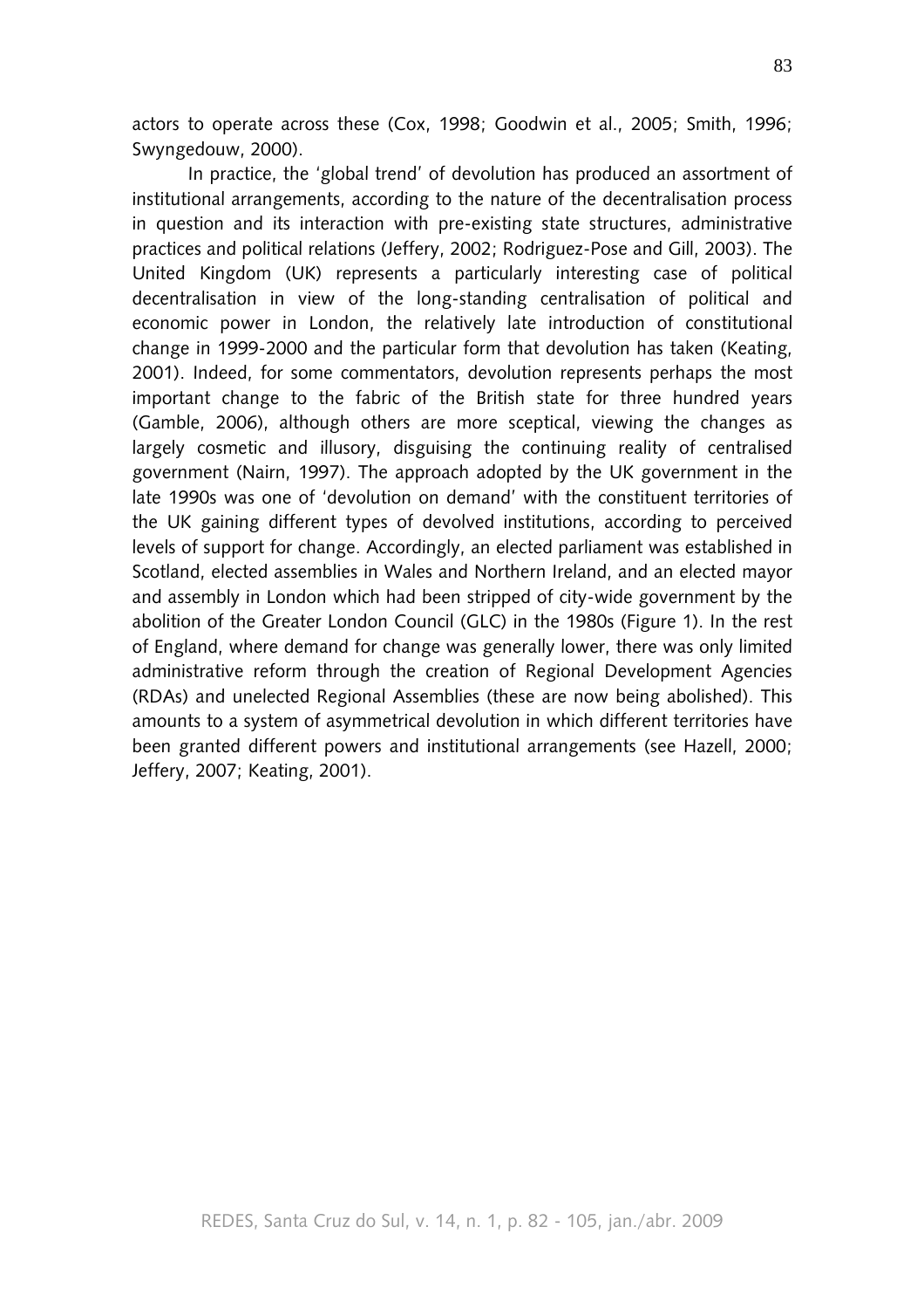actors to operate across these (Cox, 1998; Goodwin et al., 2005; Smith, 1996; Swyngedouw, 2000).

In practice, the 'global trend' of devolution has produced an assortment of institutional arrangements, according to the nature of the decentralisation process in question and its interaction with pre-existing state structures, administrative practices and political relations (Jeffery, 2002; Rodriguez-Pose and Gill, 2003). The United Kingdom (UK) represents a particularly interesting case of political decentralisation in view of the long-standing centralisation of political and economic power in London, the relatively late introduction of constitutional change in 1999-2000 and the particular form that devolution has taken (Keating, 2001). Indeed, for some commentators, devolution represents perhaps the most important change to the fabric of the British state for three hundred years (Gamble, 2006), although others are more sceptical, viewing the changes as largely cosmetic and illusory, disguising the continuing reality of centralised government (Nairn, 1997). The approach adopted by the UK government in the late 1990s was one of 'devolution on demand' with the constituent territories of the UK gaining different types of devolved institutions, according to perceived levels of support for change. Accordingly, an elected parliament was established in Scotland, elected assemblies in Wales and Northern Ireland, and an elected mayor and assembly in London which had been stripped of city-wide government by the abolition of the Greater London Council (GLC) in the 1980s (Figure 1). In the rest of England, where demand for change was generally lower, there was only limited administrative reform through the creation of Regional Development Agencies (RDAs) and unelected Regional Assemblies (these are now being abolished). This amounts to a system of asymmetrical devolution in which different territories have been granted different powers and institutional arrangements (see Hazell, 2000; Jeffery, 2007; Keating, 2001).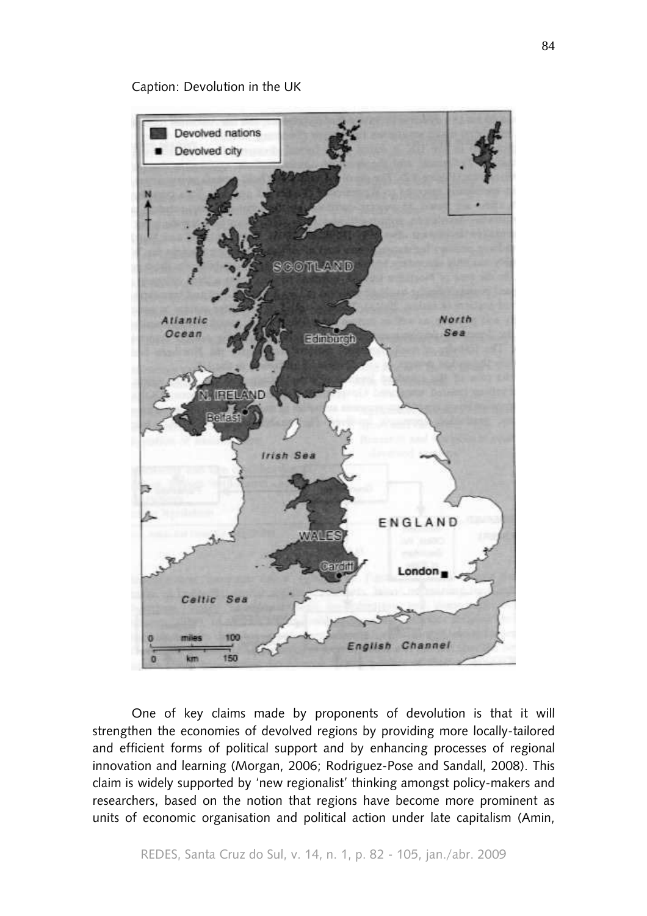Caption: Devolution in the UK

One of key claims made by proponents of devolution is that it will strengthen the economies of devolved regions by providing more locally-tailored and efficient forms of political support and by enhancing processes of regional innovation and learning (Morgan, 2006; Rodriguez-Pose and Sandall, 2008). This claim is widely supported by 'new regionalist' thinking amongst policy-makers and researchers, based on the notion that regions have become more prominent as units of economic organisation and political action under late capitalism (Amin,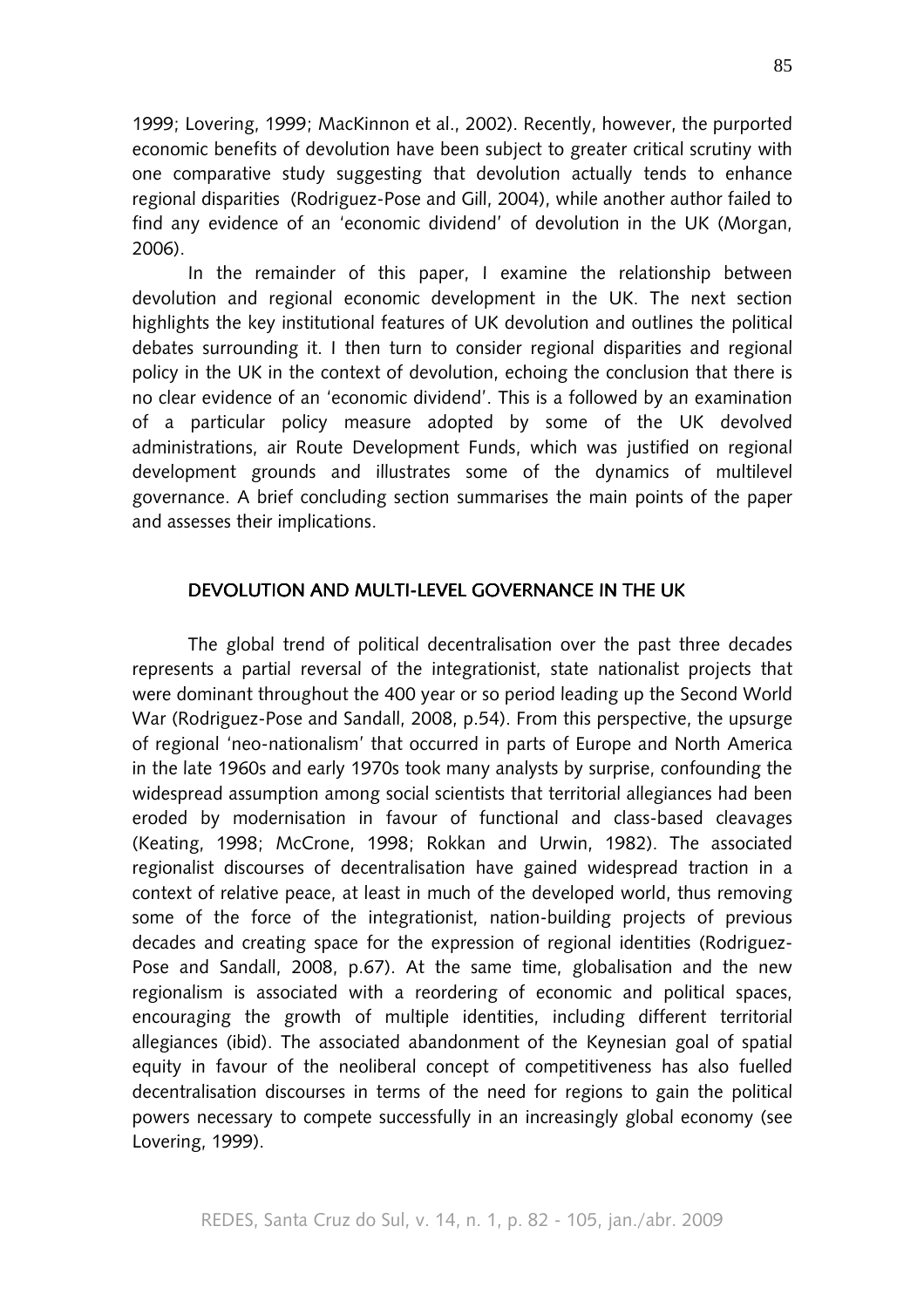1999; Lovering, 1999; MacKinnon et al., 2002). Recently, however, the purported economic benefits of devolution have been subject to greater critical scrutiny with one comparative study suggesting that devolution actually tends to enhance regional disparities (Rodriguez-Pose and Gill, 2004), while another author failed to find any evidence of an 'economic dividend' of devolution in the UK (Morgan, 2006).

In the remainder of this paper, I examine the relationship between devolution and regional economic development in the UK. The next section highlights the key institutional features of UK devolution and outlines the political debates surrounding it. I then turn to consider regional disparities and regional policy in the UK in the context of devolution, echoing the conclusion that there is no clear evidence of an 'economic dividend'. This is a followed by an examination of a particular policy measure adopted by some of the UK devolved administrations, air Route Development Funds, which was justified on regional development grounds and illustrates some of the dynamics of multilevel governance. A brief concluding section summarises the main points of the paper and assesses their implications.

## DEVOLUTION AND MULTI-LEVEL GOVERNANCE IN THE UK

The global trend of political decentralisation over the past three decades represents a partial reversal of the integrationist, state nationalist projects that were dominant throughout the 400 year or so period leading up the Second World War (Rodriguez-Pose and Sandall, 2008, p.54). From this perspective, the upsurge of regional 'neo-nationalism' that occurred in parts of Europe and North America in the late 1960s and early 1970s took many analysts by surprise, confounding the widespread assumption among social scientists that territorial allegiances had been eroded by modernisation in favour of functional and class-based cleavages (Keating, 1998; McCrone, 1998; Rokkan and Urwin, 1982). The associated regionalist discourses of decentralisation have gained widespread traction in a context of relative peace, at least in much of the developed world, thus removing some of the force of the integrationist, nation-building projects of previous decades and creating space for the expression of regional identities (Rodriguez-Pose and Sandall, 2008, p.67). At the same time, globalisation and the new regionalism is associated with a reordering of economic and political spaces, encouraging the growth of multiple identities, including different territorial allegiances (ibid). The associated abandonment of the Keynesian goal of spatial equity in favour of the neoliberal concept of competitiveness has also fuelled decentralisation discourses in terms of the need for regions to gain the political powers necessary to compete successfully in an increasingly global economy (see Lovering, 1999).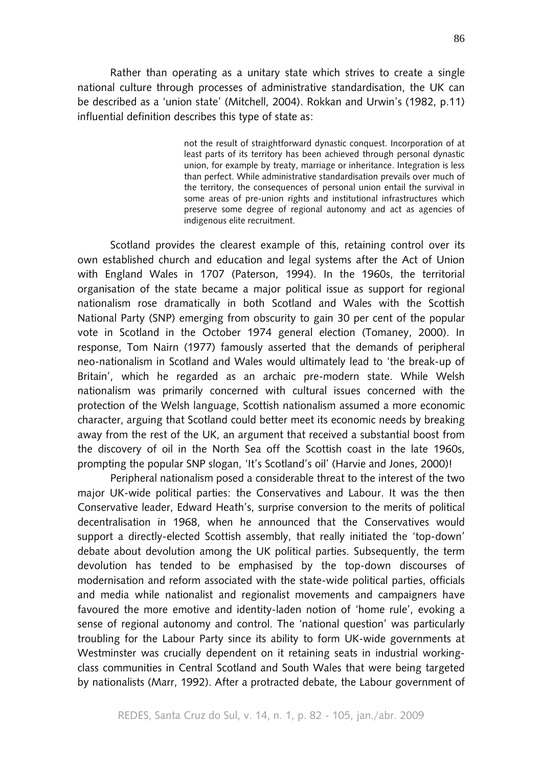Rather than operating as a unitary state which strives to create a single national culture through processes of administrative standardisation, the UK can be described as a 'union state' (Mitchell, 2004). Rokkan and Urwin's (1982, p.11) influential definition describes this type of state as:

> not the result of straightforward dynastic conquest. Incorporation of at least parts of its territory has been achieved through personal dynastic union, for example by treaty, marriage or inheritance. Integration is less than perfect. While administrative standardisation prevails over much of the territory, the consequences of personal union entail the survival in some areas of pre-union rights and institutional infrastructures which preserve some degree of regional autonomy and act as agencies of indigenous elite recruitment.

Scotland provides the clearest example of this, retaining control over its own established church and education and legal systems after the Act of Union with England Wales in 1707 (Paterson, 1994). In the 1960s, the territorial organisation of the state became a major political issue as support for regional nationalism rose dramatically in both Scotland and Wales with the Scottish National Party (SNP) emerging from obscurity to gain 30 per cent of the popular vote in Scotland in the October 1974 general election (Tomaney, 2000). In response, Tom Nairn (1977) famously asserted that the demands of peripheral neo-nationalism in Scotland and Wales would ultimately lead to 'the break-up of Britain', which he regarded as an archaic pre-modern state. While Welsh nationalism was primarily concerned with cultural issues concerned with the protection of the Welsh language, Scottish nationalism assumed a more economic character, arguing that Scotland could better meet its economic needs by breaking away from the rest of the UK, an argument that received a substantial boost from the discovery of oil in the North Sea off the Scottish coast in the late 1960s, prompting the popular SNP slogan, 'It's Scotland's oil' (Harvie and Jones, 2000)!

Peripheral nationalism posed a considerable threat to the interest of the two major UK-wide political parties: the Conservatives and Labour. It was the then Conservative leader, Edward Heath's, surprise conversion to the merits of political decentralisation in 1968, when he announced that the Conservatives would support a directly-elected Scottish assembly, that really initiated the 'top-down' debate about devolution among the UK political parties. Subsequently, the term devolution has tended to be emphasised by the top-down discourses of modernisation and reform associated with the state-wide political parties, officials and media while nationalist and regionalist movements and campaigners have favoured the more emotive and identity-laden notion of 'home rule', evoking a sense of regional autonomy and control. The 'national question' was particularly troubling for the Labour Party since its ability to form UK-wide governments at Westminster was crucially dependent on it retaining seats in industrial working-class communities in Central Scotland and South Wales that were being targeted by nationalists (Marr, 1992). After a protracted debate, the Labour government of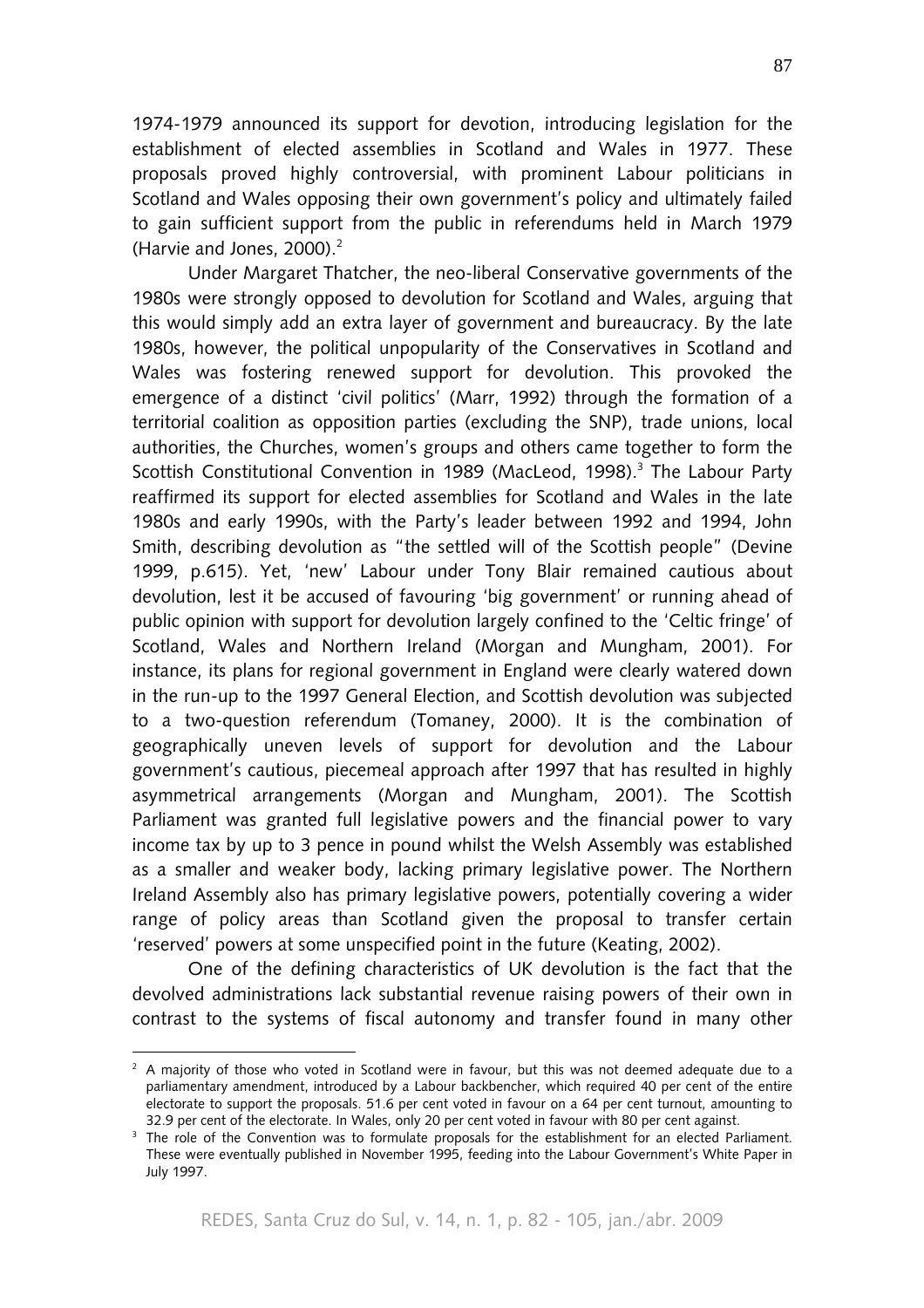1974-1979 announced its support for devotion, introducing legislation for the establishment of elected assemblies in Scotland and Wales in 1977. These proposals proved highly controversial, with prominent Labour politicians in Scotland and Wales opposing their own government's policy and ultimately failed to gain sufficient support from the public in referendums held in March 1979 (Harvie and Jones, 2000).[2]

Under Margaret Thatcher, the neo-liberal Conservative governments of the 1980s were strongly opposed to devolution for Scotland and Wales, arguing that this would simply add an extra layer of government and bureaucracy. By the late 1980s, however, the political unpopularity of the Conservatives in Scotland and Wales was fostering renewed support for devolution. This provoked the emergence of a distinct 'civil politics' (Marr, 1992) through the formation of a territorial coalition as opposition parties (excluding the SNP), trade unions, local authorities, the Churches, women's groups and others came together to form the Scottish Constitutional Convention in 1989 (MacLeod, 1998).[3] The Labour Party reaffirmed its support for elected assemblies for Scotland and Wales in the late 1980s and early 1990s, with the Party's leader between 1992 and 1994, John Smith, describing devolution as "the settled will of the Scottish people" (Devine 1999, p.615). Yet, 'new' Labour under Tony Blair remained cautious about devolution, lest it be accused of favouring 'big government' or running ahead of public opinion with support for devolution largely confined to the 'Celtic fringe' of Scotland, Wales and Northern Ireland (Morgan and Mungham, 2001). For instance, its plans for regional government in England were clearly watered down in the run-up to the 1997 General Election, and Scottish devolution was subjected to a two-question referendum (Tomaney, 2000). It is the combination of geographically uneven levels of support for devolution and the Labour government's cautious, piecemeal approach after 1997 that has resulted in highly asymmetrical arrangements (Morgan and Mungham, 2001). The Scottish Parliament was granted full legislative powers and the financial power to vary income tax by up to 3 pence in pound whilst the Welsh Assembly was established as a smaller and weaker body, lacking primary legislative power. The Northern Ireland Assembly also has primary legislative powers, potentially covering a wider range of policy areas than Scotland given the proposal to transfer certain 'reserved' powers at some unspecified point in the future (Keating, 2002).

One of the defining characteristics of UK devolution is the fact that the devolved administrations lack substantial revenue raising powers of their own in contrast to the systems of fiscal autonomy and transfer found in many other

---

[2] A majority of those who voted in Scotland were in favour, but this was not deemed adequate due to a parliamentary amendment, introduced by a Labour backbencher, which required 40 per cent of the entire electorate to support the proposals. 51.6 per cent voted in favour on a 64 per cent turnout, amounting to 32.9 per cent of the electorate. In Wales, only 20 per cent voted in favour with 80 per cent against.

[3] The role of the Convention was to formulate proposals for the establishment for an elected Parliament. These were eventually published in November 1995, feeding into the Labour Government's White Paper in July 1997.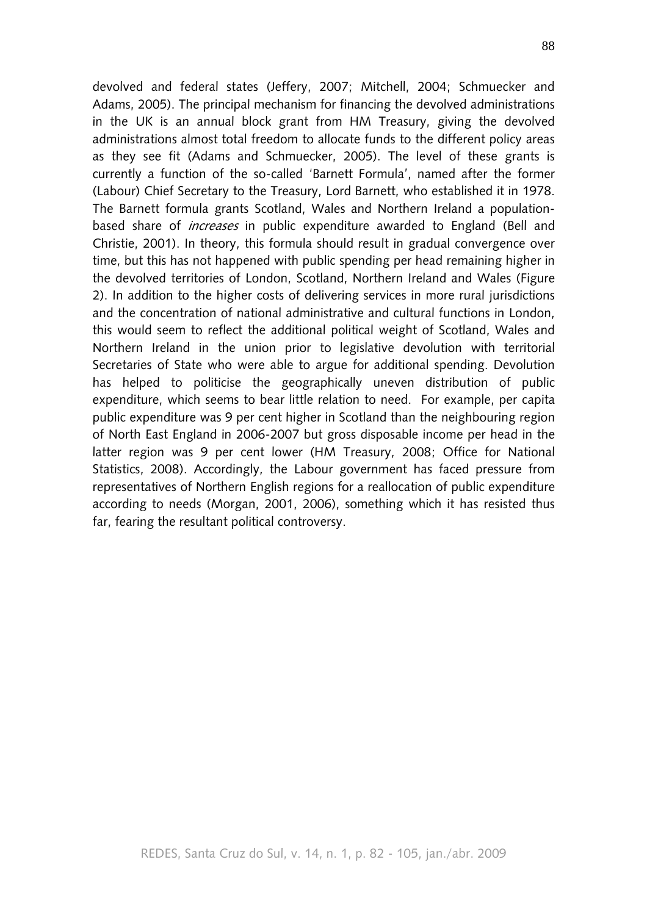devolved and federal states (Jeffery, 2007; Mitchell, 2004; Schmuecker and Adams, 2005). The principal mechanism for financing the devolved administrations in the UK is an annual block grant from HM Treasury, giving the devolved administrations almost total freedom to allocate funds to the different policy areas as they see fit (Adams and Schmuecker, 2005). The level of these grants is currently a function of the so-called 'Barnett Formula', named after the former (Labour) Chief Secretary to the Treasury, Lord Barnett, who established it in 1978. The Barnett formula grants Scotland, Wales and Northern Ireland a population-based share of *increases* in public expenditure awarded to England (Bell and Christie, 2001). In theory, this formula should result in gradual convergence over time, but this has not happened with public spending per head remaining higher in the devolved territories of London, Scotland, Northern Ireland and Wales (Figure 2). In addition to the higher costs of delivering services in more rural jurisdictions and the concentration of national administrative and cultural functions in London, this would seem to reflect the additional political weight of Scotland, Wales and Northern Ireland in the union prior to legislative devolution with territorial Secretaries of State who were able to argue for additional spending. Devolution has helped to politicise the geographically uneven distribution of public expenditure, which seems to bear little relation to need. For example, per capita public expenditure was 9 per cent higher in Scotland than the neighbouring region of North East England in 2006-2007 but gross disposable income per head in the latter region was 9 per cent lower (HM Treasury, 2008; Office for National Statistics, 2008). Accordingly, the Labour government has faced pressure from representatives of Northern English regions for a reallocation of public expenditure according to needs (Morgan, 2001, 2006), something which it has resisted thus far, fearing the resultant political controversy.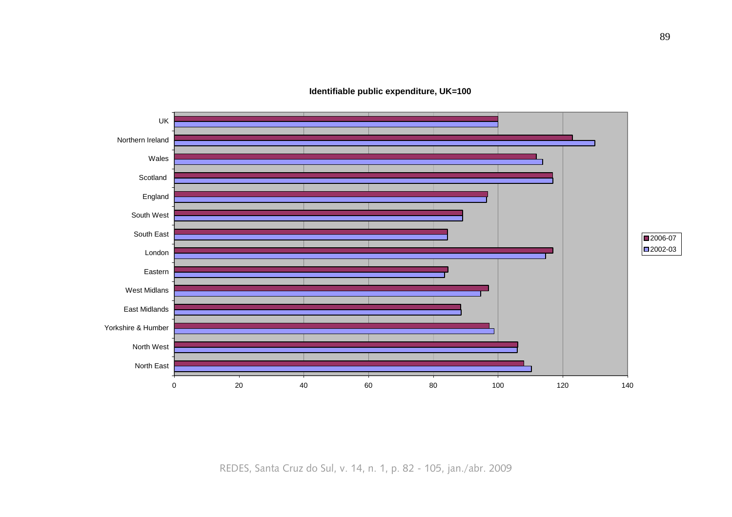**Identifiable public expenditure, UK=100**

UK

Northern Ireland

Wales

Scotland

England

South West

South East

London

Eastern

West Midlans

East Midlands

Yorkshire & Humber

North West

North East

0 20 40 60 80 100 120 140

2006-07

2002-03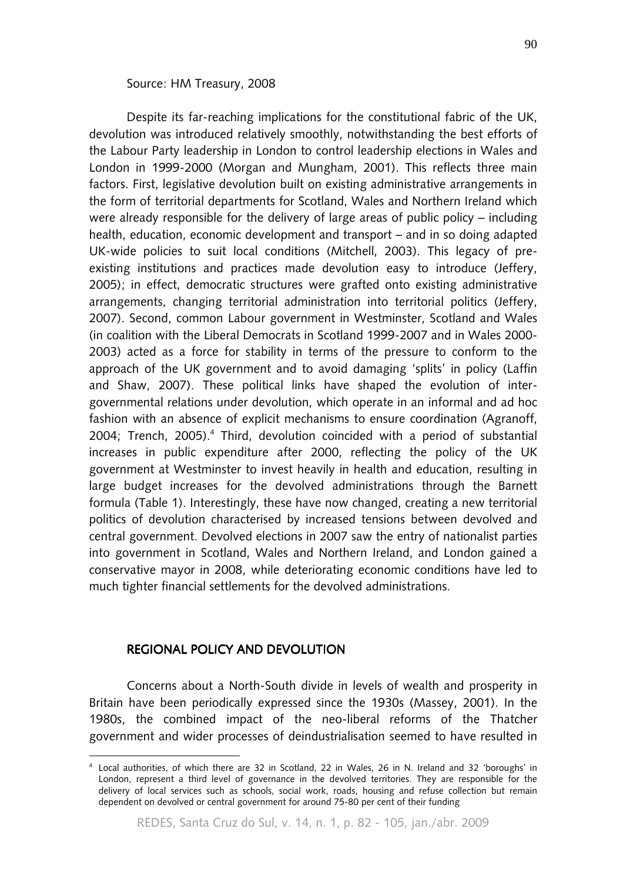Source: HM Treasury, 2008

Despite its far-reaching implications for the constitutional fabric of the UK, devolution was introduced relatively smoothly, notwithstanding the best efforts of the Labour Party leadership in London to control leadership elections in Wales and London in 1999-2000 (Morgan and Mungham, 2001). This reflects three main factors. First, legislative devolution built on existing administrative arrangements in the form of territorial departments for Scotland, Wales and Northern Ireland which were already responsible for the delivery of large areas of public policy – including health, education, economic development and transport – and in so doing adapted UK-wide policies to suit local conditions (Mitchell, 2003). This legacy of pre-existing institutions and practices made devolution easy to introduce (Jeffery, 2005); in effect, democratic structures were grafted onto existing administrative arrangements, changing territorial administration into territorial politics (Jeffery, 2007). Second, common Labour government in Westminster, Scotland and Wales (in coalition with the Liberal Democrats in Scotland 1999-2007 and in Wales 2000-2003) acted as a force for stability in terms of the pressure to conform to the approach of the UK government and to avoid damaging 'splits' in policy (Laffin and Shaw, 2007). These political links have shaped the evolution of inter-governmental relations under devolution, which operate in an informal and ad hoc fashion with an absence of explicit mechanisms to ensure coordination (Agranoff, 2004; Trench, 2005).[4] Third, devolution coincided with a period of substantial increases in public expenditure after 2000, reflecting the policy of the UK government at Westminster to invest heavily in health and education, resulting in large budget increases for the devolved administrations through the Barnett formula (Table 1). Interestingly, these have now changed, creating a new territorial politics of devolution characterised by increased tensions between devolved and central government. Devolved elections in 2007 saw the entry of nationalist parties into government in Scotland, Wales and Northern Ireland, and London gained a conservative mayor in 2008, while deteriorating economic conditions have led to much tighter financial settlements for the devolved administrations.

## REGIONAL POLICY AND DEVOLUTION

Concerns about a North-South divide in levels of wealth and prosperity in Britain have been periodically expressed since the 1930s (Massey, 2001). In the 1980s, the combined impact of the neo-liberal reforms of the Thatcher government and wider processes of deindustrialisation seemed to have resulted in

---

[4] Local authorities, of which there are 32 in Scotland, 22 in Wales, 26 in N. Ireland and 32 'boroughs' in London, represent a third level of governance in the devolved territories. They are responsible for the delivery of local services such as schools, social work, roads, housing and refuse collection but remain dependent on devolved or central government for around 75-80 per cent of their funding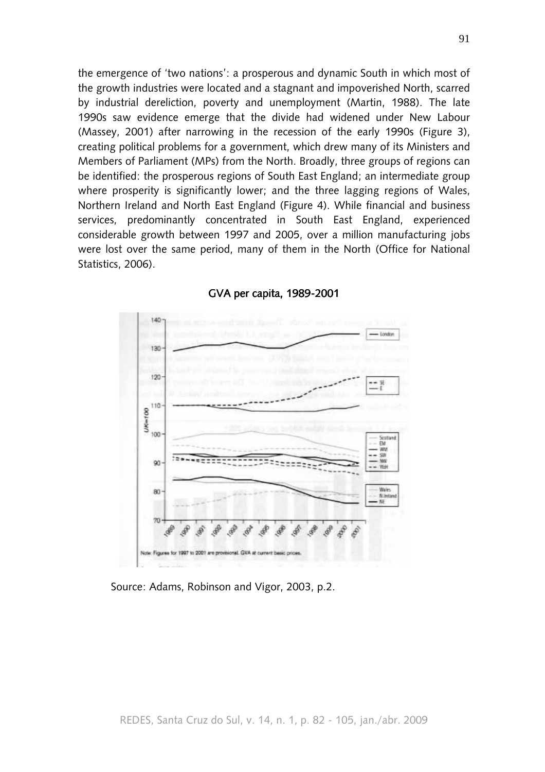the emergence of 'two nations': a prosperous and dynamic South in which most of the growth industries were located and a stagnant and impoverished North, scarred by industrial dereliction, poverty and unemployment (Martin, 1988). The late 1990s saw evidence emerge that the divide had widened under New Labour (Massey, 2001) after narrowing in the recession of the early 1990s (Figure 3), creating political problems for a government, which drew many of its Ministers and Members of Parliament (MPs) from the North. Broadly, three groups of regions can be identified: the prosperous regions of South East England; an intermediate group where prosperity is significantly lower; and the three lagging regions of Wales, Northern Ireland and North East England (Figure 4). While financial and business services, predominantly concentrated in South East England, experienced considerable growth between 1997 and 2005, over a million manufacturing jobs were lost over the same period, many of them in the North (Office for National Statistics, 2006).

**GVA per capita, 1989-2001**

Note: Figures for 1997 to 2001 are provisional. GVA at current basic prices.

Source: Adams, Robinson and Vigor, 2003, p.2.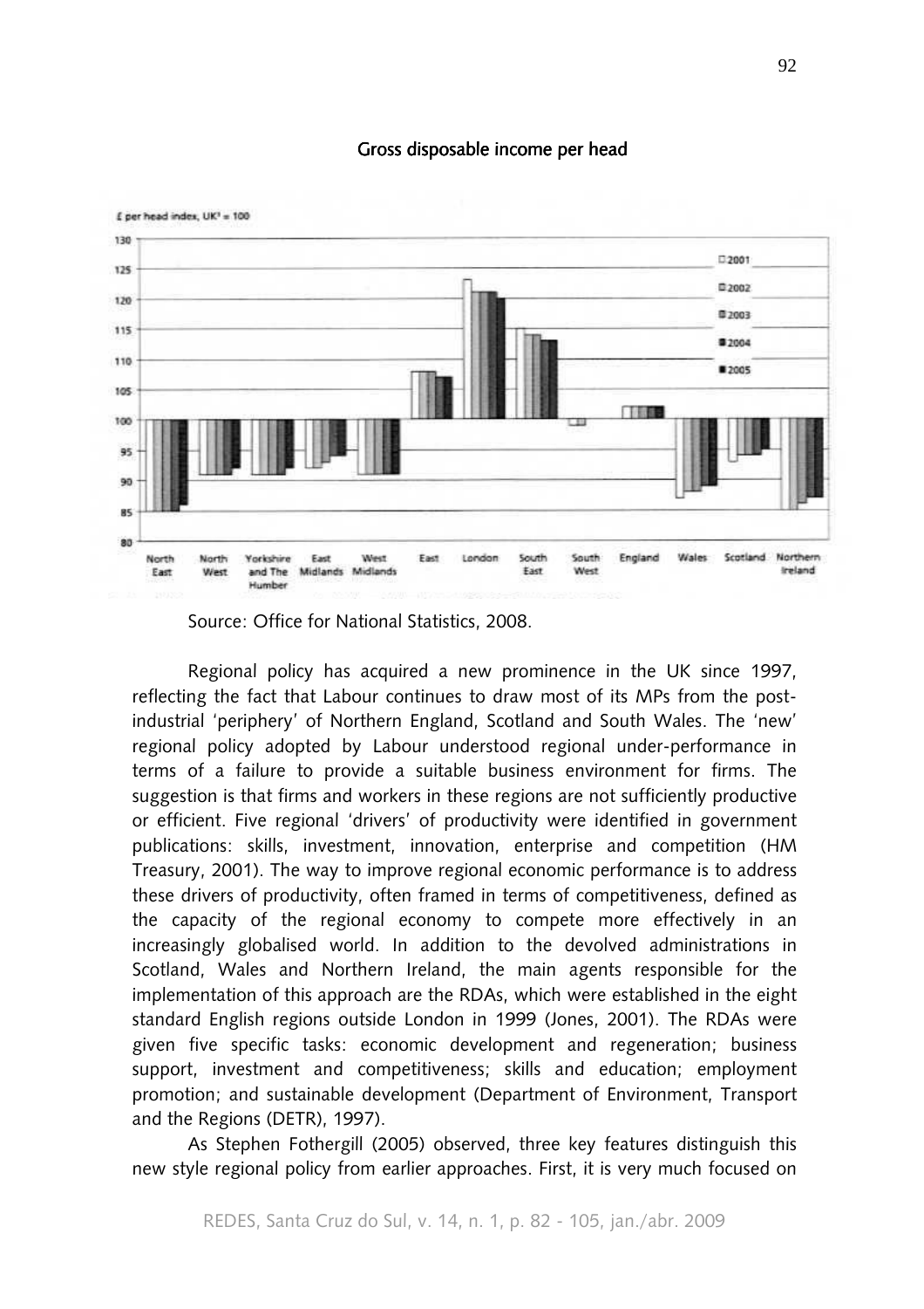Gross disposable income per head

£ per head index, UK[1] = 100

Source: Office for National Statistics, 2008.

Regional policy has acquired a new prominence in the UK since 1997, reflecting the fact that Labour continues to draw most of its MPs from the post-industrial 'periphery' of Northern England, Scotland and South Wales. The 'new' regional policy adopted by Labour understood regional under-performance in terms of a failure to provide a suitable business environment for firms. The suggestion is that firms and workers in these regions are not sufficiently productive or efficient. Five regional 'drivers' of productivity were identified in government publications: skills, investment, innovation, enterprise and competition (HM Treasury, 2001). The way to improve regional economic performance is to address these drivers of productivity, often framed in terms of competitiveness, defined as the capacity of the regional economy to compete more effectively in an increasingly globalised world. In addition to the devolved administrations in Scotland, Wales and Northern Ireland, the main agents responsible for the implementation of this approach are the RDAs, which were established in the eight standard English regions outside London in 1999 (Jones, 2001). The RDAs were given five specific tasks: economic development and regeneration; business support, investment and competitiveness; skills and education; employment promotion; and sustainable development (Department of Environment, Transport and the Regions (DETR), 1997).

As Stephen Fothergill (2005) observed, three key features distinguish this new style regional policy from earlier approaches. First, it is very much focused on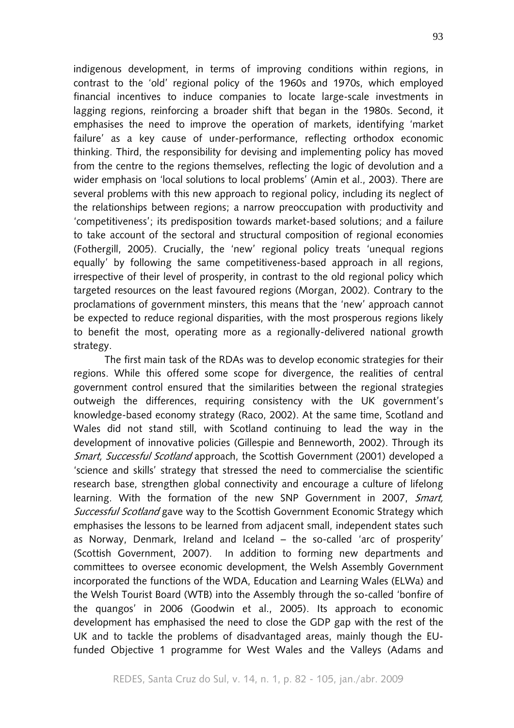indigenous development, in terms of improving conditions within regions, in contrast to the 'old' regional policy of the 1960s and 1970s, which employed financial incentives to induce companies to locate large-scale investments in lagging regions, reinforcing a broader shift that began in the 1980s. Second, it emphasises the need to improve the operation of markets, identifying 'market failure' as a key cause of under-performance, reflecting orthodox economic thinking. Third, the responsibility for devising and implementing policy has moved from the centre to the regions themselves, reflecting the logic of devolution and a wider emphasis on 'local solutions to local problems' (Amin et al., 2003). There are several problems with this new approach to regional policy, including its neglect of the relationships between regions; a narrow preoccupation with productivity and 'competitiveness'; its predisposition towards market-based solutions; and a failure to take account of the sectoral and structural composition of regional economies (Fothergill, 2005). Crucially, the 'new' regional policy treats 'unequal regions equally' by following the same competitiveness-based approach in all regions, irrespective of their level of prosperity, in contrast to the old regional policy which targeted resources on the least favoured regions (Morgan, 2002). Contrary to the proclamations of government minsters, this means that the 'new' approach cannot be expected to reduce regional disparities, with the most prosperous regions likely to benefit the most, operating more as a regionally-delivered national growth strategy.

The first main task of the RDAs was to develop economic strategies for their regions. While this offered some scope for divergence, the realities of central government control ensured that the similarities between the regional strategies outweigh the differences, requiring consistency with the UK government's knowledge-based economy strategy (Raco, 2002). At the same time, Scotland and Wales did not stand still, with Scotland continuing to lead the way in the development of innovative policies (Gillespie and Benneworth, 2002). Through its *Smart, Successful Scotland* approach, the Scottish Government (2001) developed a 'science and skills' strategy that stressed the need to commercialise the scientific research base, strengthen global connectivity and encourage a culture of lifelong learning. With the formation of the new SNP Government in 2007, *Smart, Successful Scotland* gave way to the Scottish Government Economic Strategy which emphasises the lessons to be learned from adjacent small, independent states such as Norway, Denmark, Ireland and Iceland – the so-called 'arc of prosperity' (Scottish Government, 2007). In addition to forming new departments and committees to oversee economic development, the Welsh Assembly Government incorporated the functions of the WDA, Education and Learning Wales (ELWa) and the Welsh Tourist Board (WTB) into the Assembly through the so-called 'bonfire of the quangos' in 2006 (Goodwin et al., 2005). Its approach to economic development has emphasised the need to close the GDP gap with the rest of the UK and to tackle the problems of disadvantaged areas, mainly though the EU-funded Objective 1 programme for West Wales and the Valleys (Adams and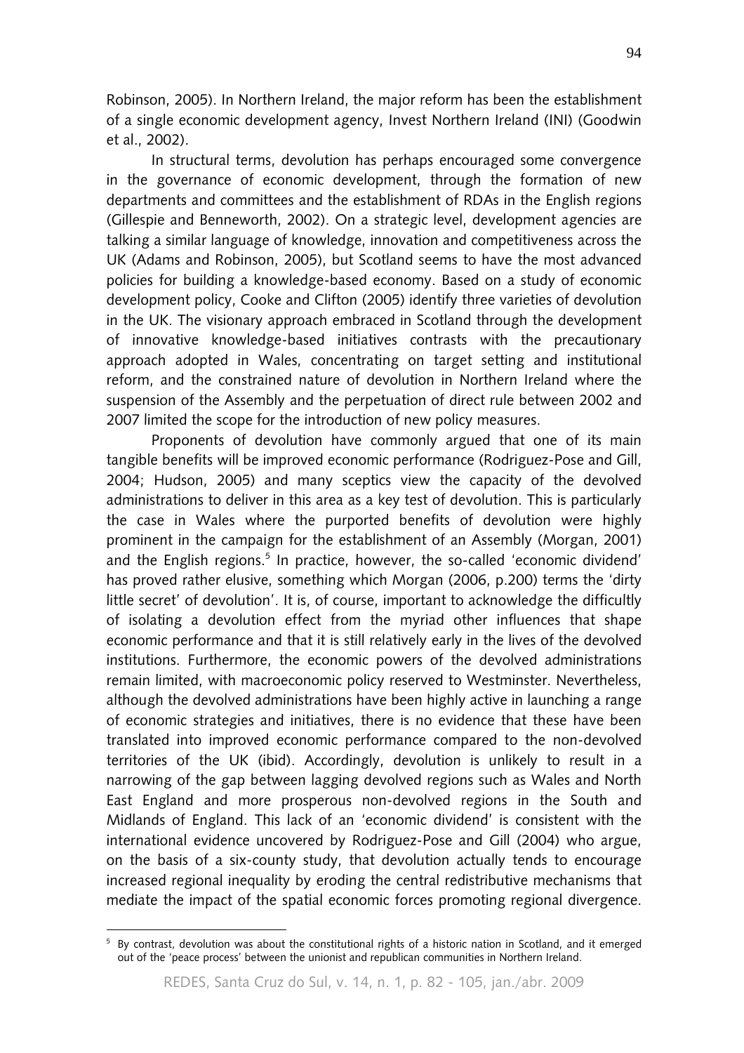Robinson, 2005). In Northern Ireland, the major reform has been the establishment of a single economic development agency, Invest Northern Ireland (INI) (Goodwin et al., 2002).

In structural terms, devolution has perhaps encouraged some convergence in the governance of economic development, through the formation of new departments and committees and the establishment of RDAs in the English regions (Gillespie and Benneworth, 2002). On a strategic level, development agencies are talking a similar language of knowledge, innovation and competitiveness across the UK (Adams and Robinson, 2005), but Scotland seems to have the most advanced policies for building a knowledge-based economy. Based on a study of economic development policy, Cooke and Clifton (2005) identify three varieties of devolution in the UK. The visionary approach embraced in Scotland through the development of innovative knowledge-based initiatives contrasts with the precautionary approach adopted in Wales, concentrating on target setting and institutional reform, and the constrained nature of devolution in Northern Ireland where the suspension of the Assembly and the perpetuation of direct rule between 2002 and 2007 limited the scope for the introduction of new policy measures.

Proponents of devolution have commonly argued that one of its main tangible benefits will be improved economic performance (Rodriguez-Pose and Gill, 2004; Hudson, 2005) and many sceptics view the capacity of the devolved administrations to deliver in this area as a key test of devolution. This is particularly the case in Wales where the purported benefits of devolution were highly prominent in the campaign for the establishment of an Assembly (Morgan, 2001) and the English regions.[5] In practice, however, the so-called 'economic dividend' has proved rather elusive, something which Morgan (2006, p.200) terms the 'dirty little secret' of devolution'. It is, of course, important to acknowledge the difficultly of isolating a devolution effect from the myriad other influences that shape economic performance and that it is still relatively early in the lives of the devolved institutions. Furthermore, the economic powers of the devolved administrations remain limited, with macroeconomic policy reserved to Westminster. Nevertheless, although the devolved administrations have been highly active in launching a range of economic strategies and initiatives, there is no evidence that these have been translated into improved economic performance compared to the non-devolved territories of the UK (ibid). Accordingly, devolution is unlikely to result in a narrowing of the gap between lagging devolved regions such as Wales and North East England and more prosperous non-devolved regions in the South and Midlands of England. This lack of an 'economic dividend' is consistent with the international evidence uncovered by Rodriguez-Pose and Gill (2004) who argue, on the basis of a six-county study, that devolution actually tends to encourage increased regional inequality by eroding the central redistributive mechanisms that mediate the impact of the spatial economic forces promoting regional divergence.

---

[5] By contrast, devolution was about the constitutional rights of a historic nation in Scotland, and it emerged out of the 'peace process' between the unionist and republican communities in Northern Ireland.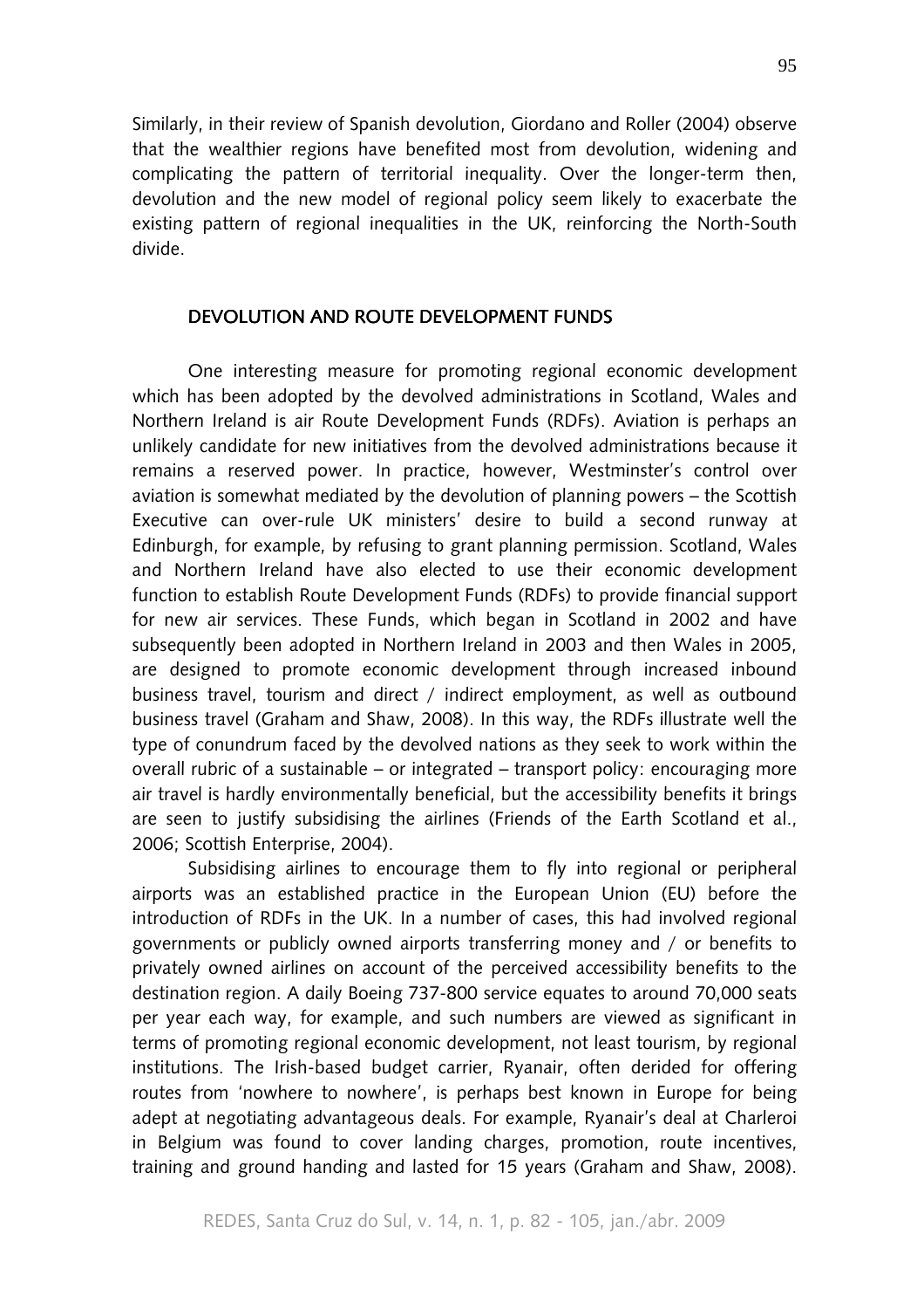Similarly, in their review of Spanish devolution, Giordano and Roller (2004) observe that the wealthier regions have benefited most from devolution, widening and complicating the pattern of territorial inequality. Over the longer-term then, devolution and the new model of regional policy seem likely to exacerbate the existing pattern of regional inequalities in the UK, reinforcing the North-South divide.

## DEVOLUTION AND ROUTE DEVELOPMENT FUNDS

One interesting measure for promoting regional economic development which has been adopted by the devolved administrations in Scotland, Wales and Northern Ireland is air Route Development Funds (RDFs). Aviation is perhaps an unlikely candidate for new initiatives from the devolved administrations because it remains a reserved power. In practice, however, Westminster's control over aviation is somewhat mediated by the devolution of planning powers – the Scottish Executive can over-rule UK ministers' desire to build a second runway at Edinburgh, for example, by refusing to grant planning permission. Scotland, Wales and Northern Ireland have also elected to use their economic development function to establish Route Development Funds (RDFs) to provide financial support for new air services. These Funds, which began in Scotland in 2002 and have subsequently been adopted in Northern Ireland in 2003 and then Wales in 2005, are designed to promote economic development through increased inbound business travel, tourism and direct / indirect employment, as well as outbound business travel (Graham and Shaw, 2008). In this way, the RDFs illustrate well the type of conundrum faced by the devolved nations as they seek to work within the overall rubric of a sustainable – or integrated – transport policy: encouraging more air travel is hardly environmentally beneficial, but the accessibility benefits it brings are seen to justify subsidising the airlines (Friends of the Earth Scotland et al., 2006; Scottish Enterprise, 2004).

Subsidising airlines to encourage them to fly into regional or peripheral airports was an established practice in the European Union (EU) before the introduction of RDFs in the UK. In a number of cases, this had involved regional governments or publicly owned airports transferring money and / or benefits to privately owned airlines on account of the perceived accessibility benefits to the destination region. A daily Boeing 737-800 service equates to around 70,000 seats per year each way, for example, and such numbers are viewed as significant in terms of promoting regional economic development, not least tourism, by regional institutions. The Irish-based budget carrier, Ryanair, often derided for offering routes from 'nowhere to nowhere', is perhaps best known in Europe for being adept at negotiating advantageous deals. For example, Ryanair's deal at Charleroi in Belgium was found to cover landing charges, promotion, route incentives, training and ground handing and lasted for 15 years (Graham and Shaw, 2008).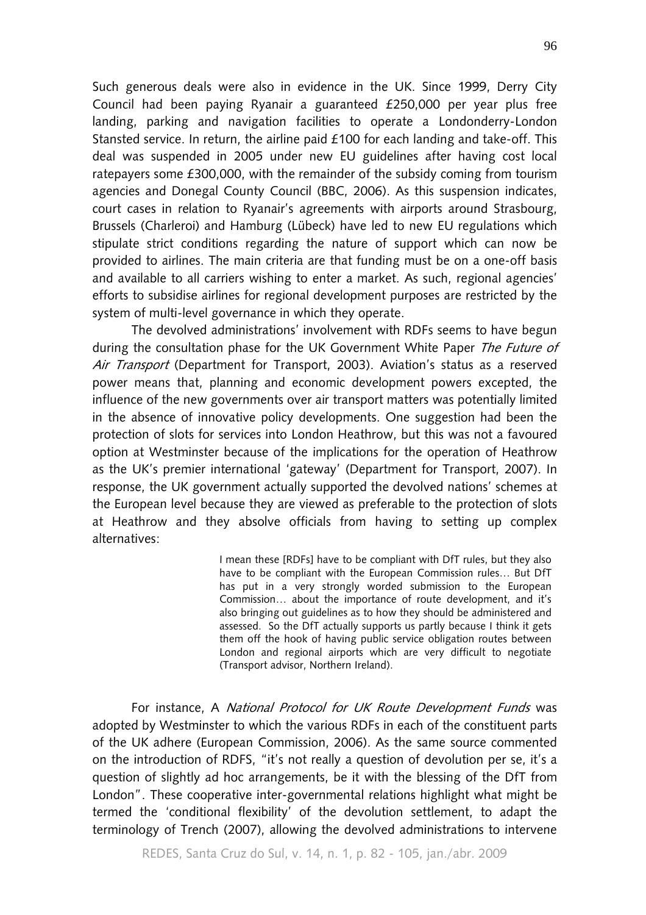Such generous deals were also in evidence in the UK. Since 1999, Derry City Council had been paying Ryanair a guaranteed £250,000 per year plus free landing, parking and navigation facilities to operate a Londonderry-London Stansted service. In return, the airline paid £100 for each landing and take-off. This deal was suspended in 2005 under new EU guidelines after having cost local ratepayers some £300,000, with the remainder of the subsidy coming from tourism agencies and Donegal County Council (BBC, 2006). As this suspension indicates, court cases in relation to Ryanair's agreements with airports around Strasbourg, Brussels (Charleroi) and Hamburg (Lübeck) have led to new EU regulations which stipulate strict conditions regarding the nature of support which can now be provided to airlines. The main criteria are that funding must be on a one-off basis and available to all carriers wishing to enter a market. As such, regional agencies' efforts to subsidise airlines for regional development purposes are restricted by the system of multi-level governance in which they operate.

The devolved administrations' involvement with RDFs seems to have begun during the consultation phase for the UK Government White Paper *The Future of Air Transport* (Department for Transport, 2003). Aviation's status as a reserved power means that, planning and economic development powers excepted, the influence of the new governments over air transport matters was potentially limited in the absence of innovative policy developments. One suggestion had been the protection of slots for services into London Heathrow, but this was not a favoured option at Westminster because of the implications for the operation of Heathrow as the UK's premier international 'gateway' (Department for Transport, 2007). In response, the UK government actually supported the devolved nations' schemes at the European level because they are viewed as preferable to the protection of slots at Heathrow and they absolve officials from having to setting up complex alternatives:

> I mean these [RDFs] have to be compliant with DfT rules, but they also have to be compliant with the European Commission rules… But DfT has put in a very strongly worded submission to the European Commission… about the importance of route development, and it's also bringing out guidelines as to how they should be administered and assessed. So the DfT actually supports us partly because I think it gets them off the hook of having public service obligation routes between London and regional airports which are very difficult to negotiate (Transport advisor, Northern Ireland).

For instance, A *National Protocol for UK Route Development Funds* was adopted by Westminster to which the various RDFs in each of the constituent parts of the UK adhere (European Commission, 2006). As the same source commented on the introduction of RDFS, "it's not really a question of devolution per se, it's a question of slightly ad hoc arrangements, be it with the blessing of the DfT from London". These cooperative inter-governmental relations highlight what might be termed the 'conditional flexibility' of the devolution settlement, to adapt the terminology of Trench (2007), allowing the devolved administrations to intervene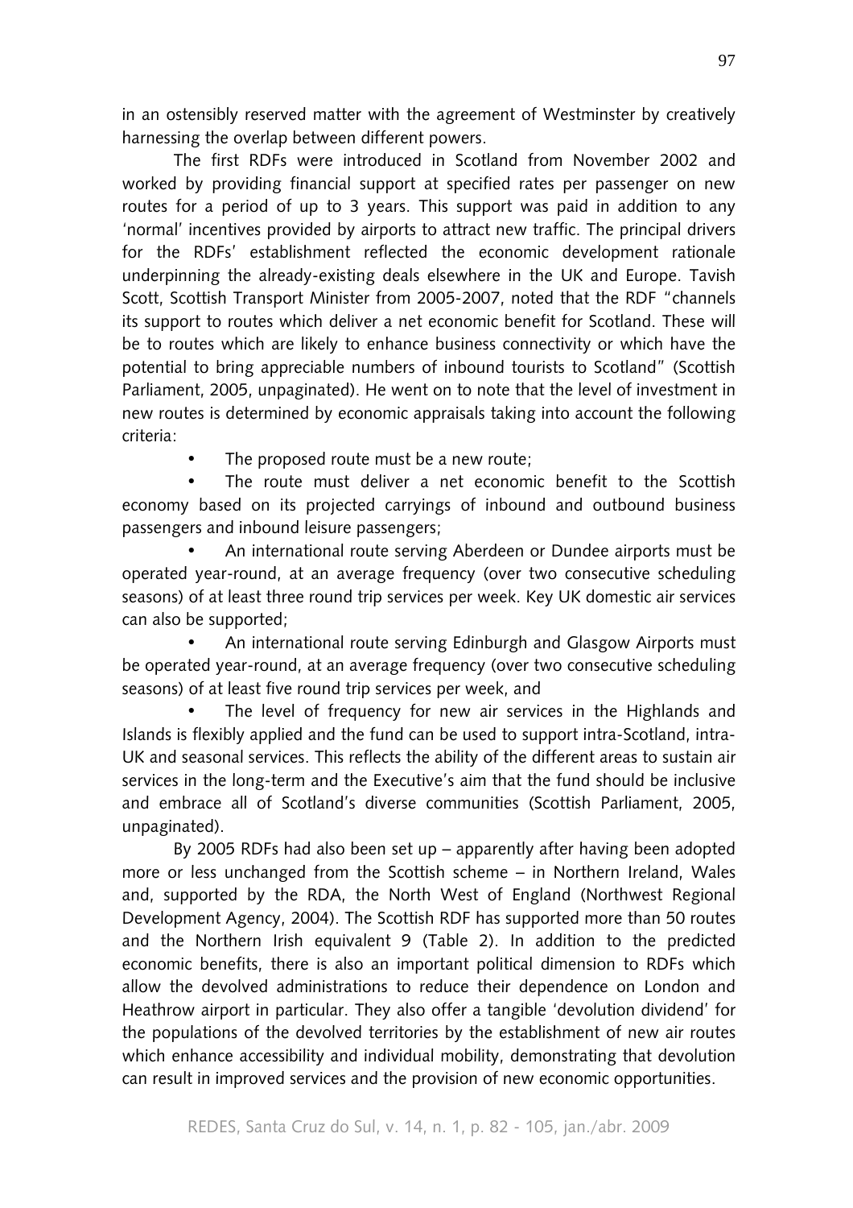in an ostensibly reserved matter with the agreement of Westminster by creatively harnessing the overlap between different powers.

The first RDFs were introduced in Scotland from November 2002 and worked by providing financial support at specified rates per passenger on new routes for a period of up to 3 years. This support was paid in addition to any 'normal' incentives provided by airports to attract new traffic. The principal drivers for the RDFs' establishment reflected the economic development rationale underpinning the already-existing deals elsewhere in the UK and Europe. Tavish Scott, Scottish Transport Minister from 2005-2007, noted that the RDF "channels its support to routes which deliver a net economic benefit for Scotland. These will be to routes which are likely to enhance business connectivity or which have the potential to bring appreciable numbers of inbound tourists to Scotland" (Scottish Parliament, 2005, unpaginated). He went on to note that the level of investment in new routes is determined by economic appraisals taking into account the following criteria:

- The proposed route must be a new route;
- The route must deliver a net economic benefit to the Scottish economy based on its projected carryings of inbound and outbound business passengers and inbound leisure passengers;
- An international route serving Aberdeen or Dundee airports must be operated year-round, at an average frequency (over two consecutive scheduling seasons) of at least three round trip services per week. Key UK domestic air services can also be supported;
- An international route serving Edinburgh and Glasgow Airports must be operated year-round, at an average frequency (over two consecutive scheduling seasons) of at least five round trip services per week, and
- The level of frequency for new air services in the Highlands and Islands is flexibly applied and the fund can be used to support intra-Scotland, intra-UK and seasonal services. This reflects the ability of the different areas to sustain air services in the long-term and the Executive's aim that the fund should be inclusive and embrace all of Scotland's diverse communities (Scottish Parliament, 2005, unpaginated).

By 2005 RDFs had also been set up – apparently after having been adopted more or less unchanged from the Scottish scheme – in Northern Ireland, Wales and, supported by the RDA, the North West of England (Northwest Regional Development Agency, 2004). The Scottish RDF has supported more than 50 routes and the Northern Irish equivalent 9 (Table 2). In addition to the predicted economic benefits, there is also an important political dimension to RDFs which allow the devolved administrations to reduce their dependence on London and Heathrow airport in particular. They also offer a tangible 'devolution dividend' for the populations of the devolved territories by the establishment of new air routes which enhance accessibility and individual mobility, demonstrating that devolution can result in improved services and the provision of new economic opportunities.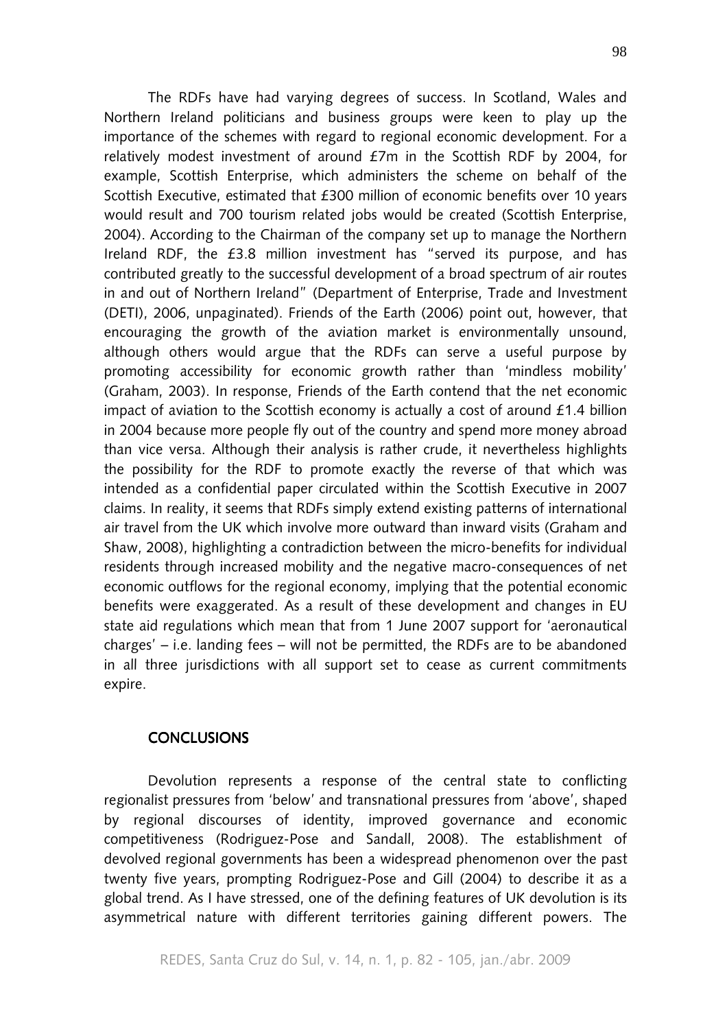The RDFs have had varying degrees of success. In Scotland, Wales and Northern Ireland politicians and business groups were keen to play up the importance of the schemes with regard to regional economic development. For a relatively modest investment of around £7m in the Scottish RDF by 2004, for example, Scottish Enterprise, which administers the scheme on behalf of the Scottish Executive, estimated that £300 million of economic benefits over 10 years would result and 700 tourism related jobs would be created (Scottish Enterprise, 2004). According to the Chairman of the company set up to manage the Northern Ireland RDF, the £3.8 million investment has "served its purpose, and has contributed greatly to the successful development of a broad spectrum of air routes in and out of Northern Ireland" (Department of Enterprise, Trade and Investment (DETI), 2006, unpaginated). Friends of the Earth (2006) point out, however, that encouraging the growth of the aviation market is environmentally unsound, although others would argue that the RDFs can serve a useful purpose by promoting accessibility for economic growth rather than 'mindless mobility' (Graham, 2003). In response, Friends of the Earth contend that the net economic impact of aviation to the Scottish economy is actually a cost of around £1.4 billion in 2004 because more people fly out of the country and spend more money abroad than vice versa. Although their analysis is rather crude, it nevertheless highlights the possibility for the RDF to promote exactly the reverse of that which was intended as a confidential paper circulated within the Scottish Executive in 2007 claims. In reality, it seems that RDFs simply extend existing patterns of international air travel from the UK which involve more outward than inward visits (Graham and Shaw, 2008), highlighting a contradiction between the micro-benefits for individual residents through increased mobility and the negative macro-consequences of net economic outflows for the regional economy, implying that the potential economic benefits were exaggerated. As a result of these development and changes in EU state aid regulations which mean that from 1 June 2007 support for 'aeronautical charges' – i.e. landing fees – will not be permitted, the RDFs are to be abandoned in all three jurisdictions with all support set to cease as current commitments expire.

## CONCLUSIONS

Devolution represents a response of the central state to conflicting regionalist pressures from 'below' and transnational pressures from 'above', shaped by regional discourses of identity, improved governance and economic competitiveness (Rodriguez-Pose and Sandall, 2008). The establishment of devolved regional governments has been a widespread phenomenon over the past twenty five years, prompting Rodriguez-Pose and Gill (2004) to describe it as a global trend. As I have stressed, one of the defining features of UK devolution is its asymmetrical nature with different territories gaining different powers. The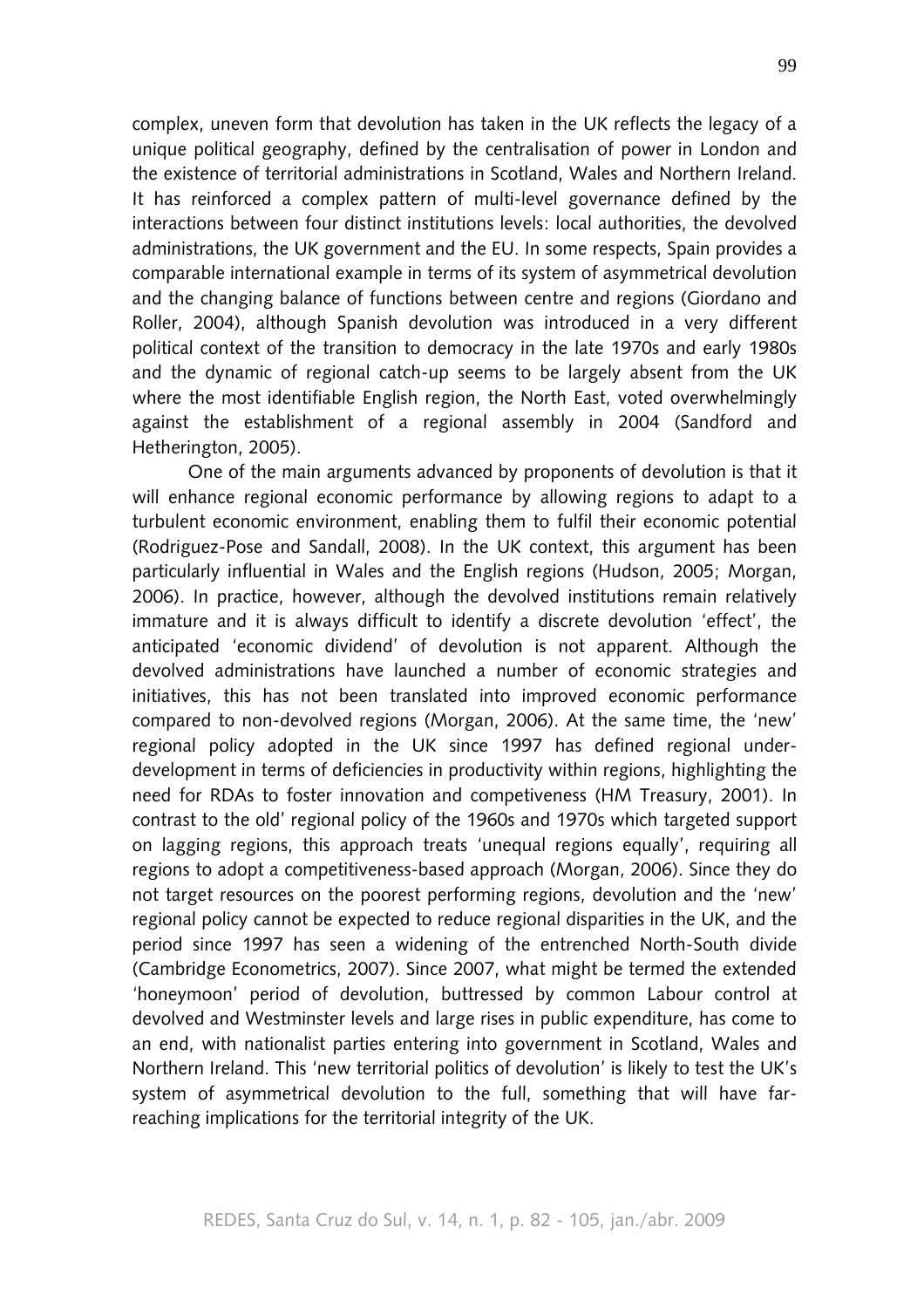complex, uneven form that devolution has taken in the UK reflects the legacy of a unique political geography, defined by the centralisation of power in London and the existence of territorial administrations in Scotland, Wales and Northern Ireland. It has reinforced a complex pattern of multi-level governance defined by the interactions between four distinct institutions levels: local authorities, the devolved administrations, the UK government and the EU. In some respects, Spain provides a comparable international example in terms of its system of asymmetrical devolution and the changing balance of functions between centre and regions (Giordano and Roller, 2004), although Spanish devolution was introduced in a very different political context of the transition to democracy in the late 1970s and early 1980s and the dynamic of regional catch-up seems to be largely absent from the UK where the most identifiable English region, the North East, voted overwhelmingly against the establishment of a regional assembly in 2004 (Sandford and Hetherington, 2005).

One of the main arguments advanced by proponents of devolution is that it will enhance regional economic performance by allowing regions to adapt to a turbulent economic environment, enabling them to fulfil their economic potential (Rodriguez-Pose and Sandall, 2008). In the UK context, this argument has been particularly influential in Wales and the English regions (Hudson, 2005; Morgan, 2006). In practice, however, although the devolved institutions remain relatively immature and it is always difficult to identify a discrete devolution 'effect', the anticipated 'economic dividend' of devolution is not apparent. Although the devolved administrations have launched a number of economic strategies and initiatives, this has not been translated into improved economic performance compared to non-devolved regions (Morgan, 2006). At the same time, the 'new' regional policy adopted in the UK since 1997 has defined regional under-development in terms of deficiencies in productivity within regions, highlighting the need for RDAs to foster innovation and competiveness (HM Treasury, 2001). In contrast to the old' regional policy of the 1960s and 1970s which targeted support on lagging regions, this approach treats 'unequal regions equally', requiring all regions to adopt a competitiveness-based approach (Morgan, 2006). Since they do not target resources on the poorest performing regions, devolution and the 'new' regional policy cannot be expected to reduce regional disparities in the UK, and the period since 1997 has seen a widening of the entrenched North-South divide (Cambridge Econometrics, 2007). Since 2007, what might be termed the extended 'honeymoon' period of devolution, buttressed by common Labour control at devolved and Westminster levels and large rises in public expenditure, has come to an end, with nationalist parties entering into government in Scotland, Wales and Northern Ireland. This 'new territorial politics of devolution' is likely to test the UK's system of asymmetrical devolution to the full, something that will have far-reaching implications for the territorial integrity of the UK.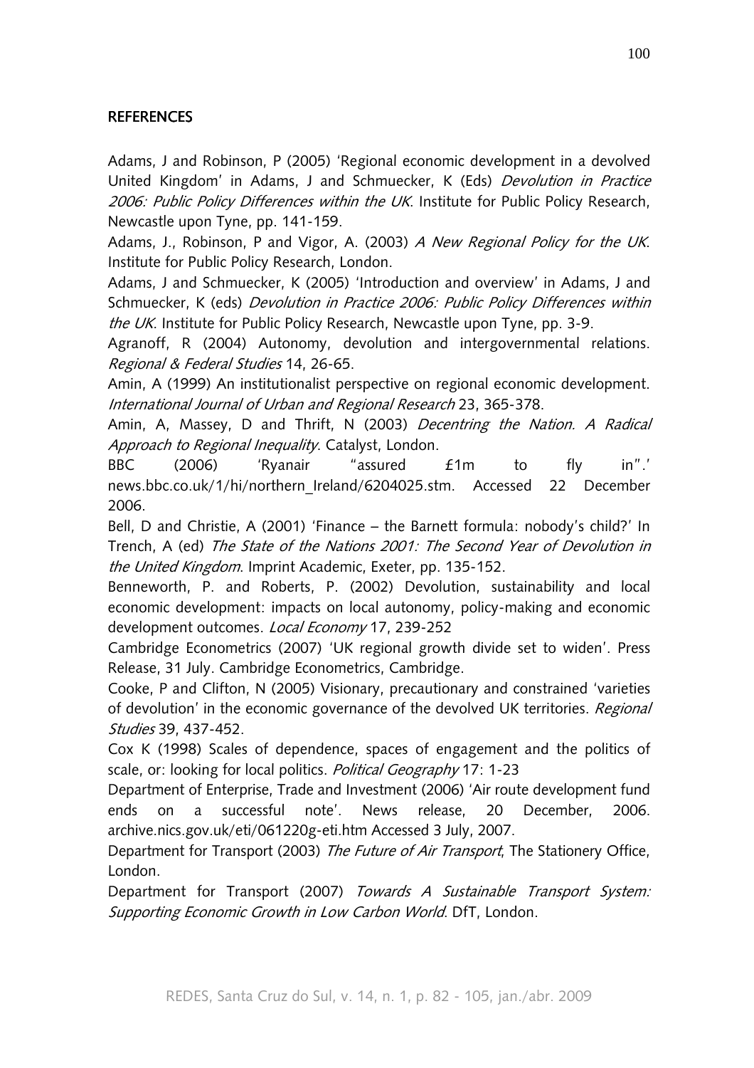## REFERENCES

Adams, J and Robinson, P (2005) 'Regional economic development in a devolved United Kingdom' in Adams, J and Schmuecker, K (Eds) *Devolution in Practice 2006: Public Policy Differences within the UK*. Institute for Public Policy Research, Newcastle upon Tyne, pp. 141-159.

Adams, J., Robinson, P and Vigor, A. (2003) *A New Regional Policy for the UK*. Institute for Public Policy Research, London.

Adams, J and Schmuecker, K (2005) 'Introduction and overview' in Adams, J and Schmuecker, K (eds) *Devolution in Practice 2006: Public Policy Differences within the UK*. Institute for Public Policy Research, Newcastle upon Tyne, pp. 3-9.

Agranoff, R (2004) Autonomy, devolution and intergovernmental relations. *Regional & Federal Studies* 14, 26-65.

Amin, A (1999) An institutionalist perspective on regional economic development. *International Journal of Urban and Regional Research* 23, 365-378.

Amin, A, Massey, D and Thrift, N (2003) *Decentring the Nation. A Radical Approach to Regional Inequality*. Catalyst, London.

BBC (2006) 'Ryanair "assured £1m to fly in".' news.bbc.co.uk/1/hi/northern_Ireland/6204025.stm. Accessed 22 December 2006.

Bell, D and Christie, A (2001) 'Finance – the Barnett formula: nobody's child?' In Trench, A (ed) *The State of the Nations 2001: The Second Year of Devolution in the United Kingdom*. Imprint Academic, Exeter, pp. 135-152.

Benneworth, P. and Roberts, P. (2002) Devolution, sustainability and local economic development: impacts on local autonomy, policy-making and economic development outcomes. *Local Economy* 17, 239-252

Cambridge Econometrics (2007) 'UK regional growth divide set to widen'. Press Release, 31 July. Cambridge Econometrics, Cambridge.

Cooke, P and Clifton, N (2005) Visionary, precautionary and constrained 'varieties of devolution' in the economic governance of the devolved UK territories. *Regional Studies* 39, 437-452.

Cox K (1998) Scales of dependence, spaces of engagement and the politics of scale, or: looking for local politics. *Political Geography* 17: 1-23

Department of Enterprise, Trade and Investment (2006) 'Air route development fund ends on a successful note'. News release, 20 December, 2006. archive.nics.gov.uk/eti/061220g-eti.htm Accessed 3 July, 2007.

Department for Transport (2003) *The Future of Air Transport*, The Stationery Office, London.

Department for Transport (2007) *Towards A Sustainable Transport System: Supporting Economic Growth in Low Carbon World*. DfT, London.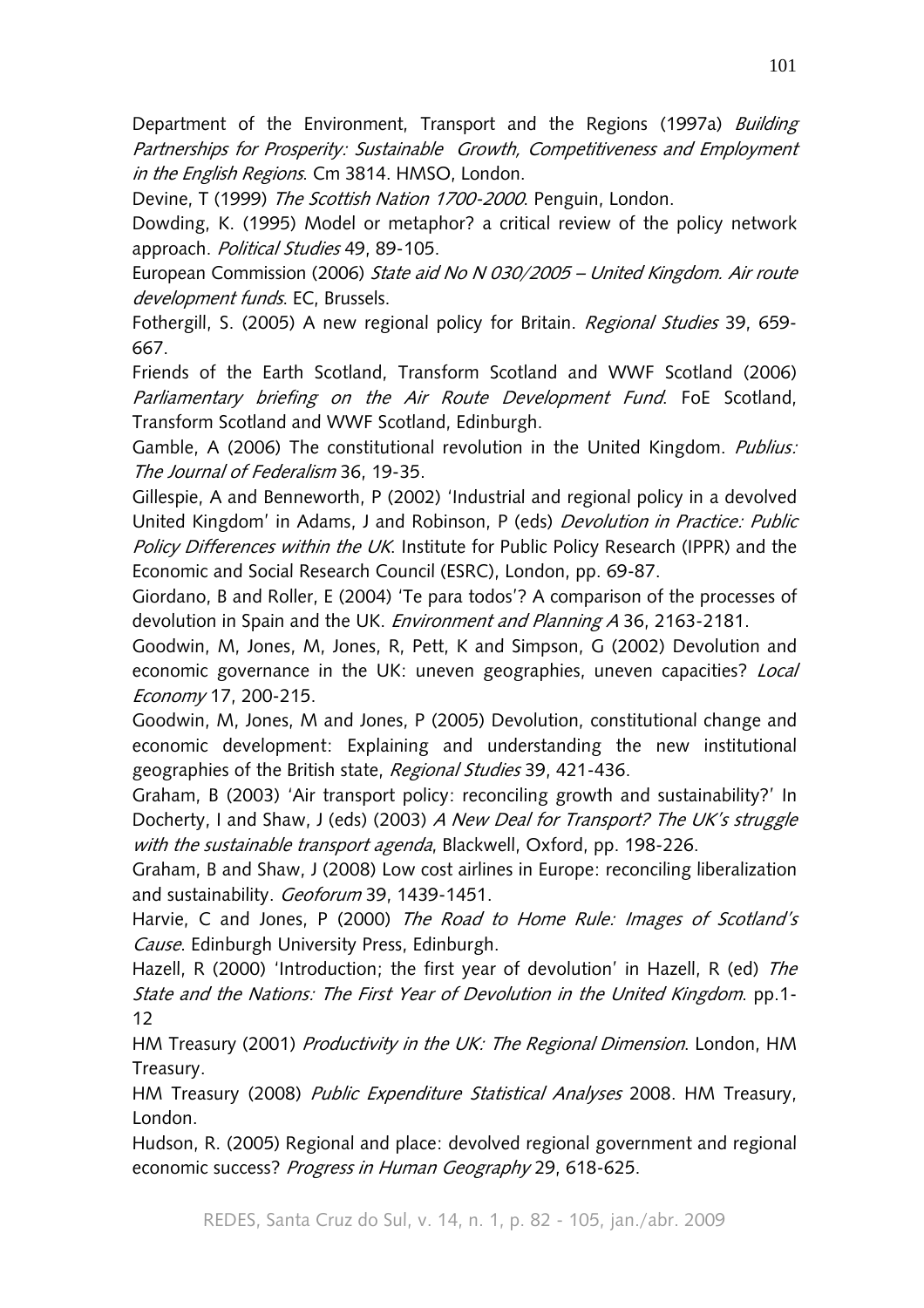Department of the Environment, Transport and the Regions (1997a) *Building Partnerships for Prosperity: Sustainable Growth, Competitiveness and Employment in the English Regions*. Cm 3814. HMSO, London.

Devine, T (1999) *The Scottish Nation 1700-2000*. Penguin, London.

Dowding, K. (1995) Model or metaphor? a critical review of the policy network approach. *Political Studies* 49, 89-105.

European Commission (2006) *State aid No N 030/2005 – United Kingdom. Air route development funds*. EC, Brussels.

Fothergill, S. (2005) A new regional policy for Britain. *Regional Studies* 39, 659-667.

Friends of the Earth Scotland, Transform Scotland and WWF Scotland (2006) *Parliamentary briefing on the Air Route Development Fund*. FoE Scotland, Transform Scotland and WWF Scotland, Edinburgh.

Gamble, A (2006) The constitutional revolution in the United Kingdom. *Publius: The Journal of Federalism* 36, 19-35.

Gillespie, A and Benneworth, P (2002) 'Industrial and regional policy in a devolved United Kingdom' in Adams, J and Robinson, P (eds) *Devolution in Practice: Public Policy Differences within the UK*. Institute for Public Policy Research (IPPR) and the Economic and Social Research Council (ESRC), London, pp. 69-87.

Giordano, B and Roller, E (2004) 'Te para todos'? A comparison of the processes of devolution in Spain and the UK. *Environment and Planning A* 36, 2163-2181.

Goodwin, M, Jones, M, Jones, R, Pett, K and Simpson, G (2002) Devolution and economic governance in the UK: uneven geographies, uneven capacities? *Local Economy* 17, 200-215.

Goodwin, M, Jones, M and Jones, P (2005) Devolution, constitutional change and economic development: Explaining and understanding the new institutional geographies of the British state, *Regional Studies* 39, 421-436.

Graham, B (2003) 'Air transport policy: reconciling growth and sustainability?' In Docherty, I and Shaw, J (eds) (2003) *A New Deal for Transport? The UK's struggle with the sustainable transport agenda*, Blackwell, Oxford, pp. 198-226.

Graham, B and Shaw, J (2008) Low cost airlines in Europe: reconciling liberalization and sustainability. *Geoforum* 39, 1439-1451.

Harvie, C and Jones, P (2000) *The Road to Home Rule: Images of Scotland's Cause*. Edinburgh University Press, Edinburgh.

Hazell, R (2000) 'Introduction; the first year of devolution' in Hazell, R (ed) *The State and the Nations: The First Year of Devolution in the United Kingdom*. pp.1-12

HM Treasury (2001) *Productivity in the UK: The Regional Dimension*. London, HM Treasury.

HM Treasury (2008) *Public Expenditure Statistical Analyses* 2008. HM Treasury, London.

Hudson, R. (2005) Regional and place: devolved regional government and regional economic success? *Progress in Human Geography* 29, 618-625.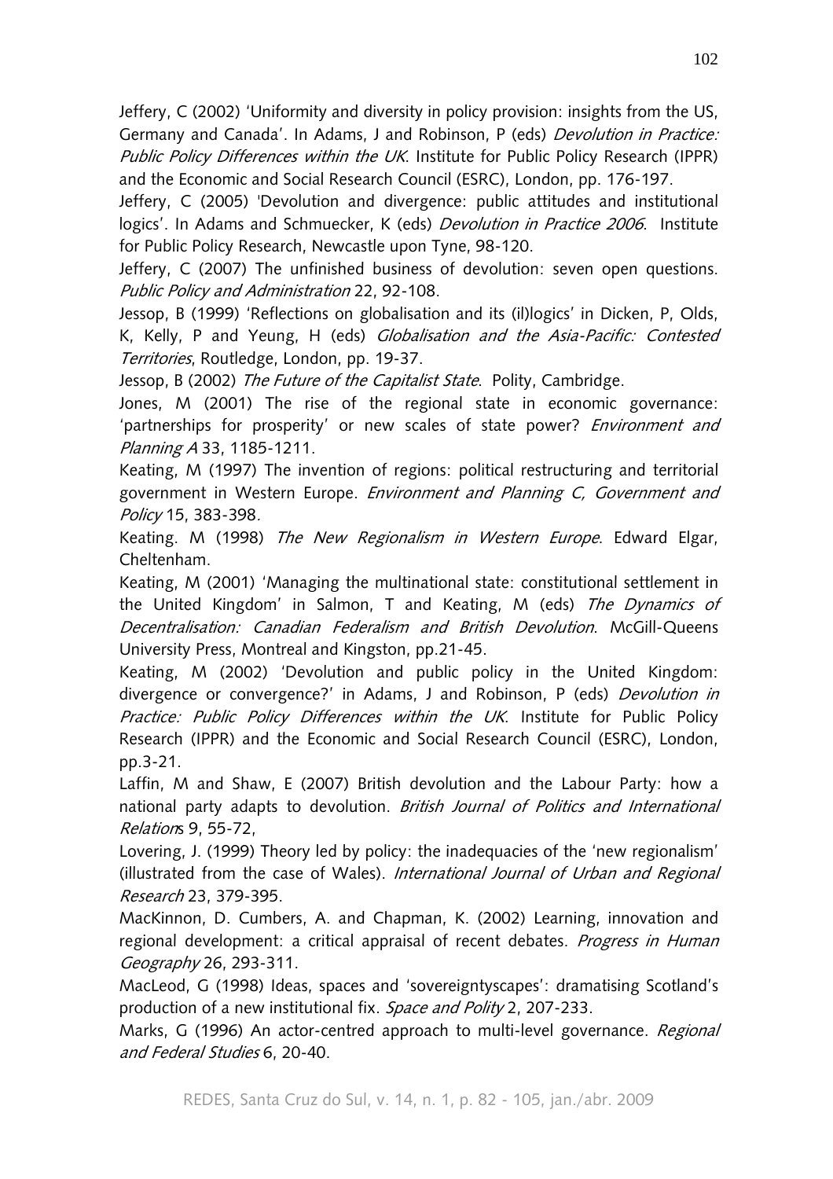Jeffery, C (2002) 'Uniformity and diversity in policy provision: insights from the US, Germany and Canada'. In Adams, J and Robinson, P (eds) *Devolution in Practice: Public Policy Differences within the UK*. Institute for Public Policy Research (IPPR) and the Economic and Social Research Council (ESRC), London, pp. 176-197.

Jeffery, C (2005) 'Devolution and divergence: public attitudes and institutional logics'. In Adams and Schmuecker, K (eds) *Devolution in Practice 2006*. Institute for Public Policy Research, Newcastle upon Tyne, 98-120.

Jeffery, C (2007) The unfinished business of devolution: seven open questions. *Public Policy and Administration* 22, 92-108.

Jessop, B (1999) 'Reflections on globalisation and its (il)logics' in Dicken, P, Olds, K, Kelly, P and Yeung, H (eds) *Globalisation and the Asia-Pacific: Contested Territories*, Routledge, London, pp. 19-37.

Jessop, B (2002) *The Future of the Capitalist State*. Polity, Cambridge.

Jones, M (2001) The rise of the regional state in economic governance: 'partnerships for prosperity' or new scales of state power? *Environment and Planning A* 33, 1185-1211.

Keating, M (1997) The invention of regions: political restructuring and territorial government in Western Europe. *Environment and Planning C, Government and Policy* 15, 383-398.

Keating. M (1998) *The New Regionalism in Western Europe*. Edward Elgar, Cheltenham.

Keating, M (2001) 'Managing the multinational state: constitutional settlement in the United Kingdom' in Salmon, T and Keating, M (eds) *The Dynamics of Decentralisation: Canadian Federalism and British Devolution*. McGill-Queens University Press, Montreal and Kingston, pp.21-45.

Keating, M (2002) 'Devolution and public policy in the United Kingdom: divergence or convergence?' in Adams, J and Robinson, P (eds) *Devolution in Practice: Public Policy Differences within the UK*. Institute for Public Policy Research (IPPR) and the Economic and Social Research Council (ESRC), London, pp.3-21.

Laffin, M and Shaw, E (2007) British devolution and the Labour Party: how a national party adapts to devolution. *British Journal of Politics and International Relations* 9, 55-72,

Lovering, J. (1999) Theory led by policy: the inadequacies of the 'new regionalism' (illustrated from the case of Wales). *International Journal of Urban and Regional Research* 23, 379-395.

MacKinnon, D. Cumbers, A. and Chapman, K. (2002) Learning, innovation and regional development: a critical appraisal of recent debates. *Progress in Human Geography* 26, 293-311.

MacLeod, G (1998) Ideas, spaces and 'sovereigntyscapes': dramatising Scotland's production of a new institutional fix. *Space and Polity* 2, 207-233.

Marks, G (1996) An actor-centred approach to multi-level governance. *Regional and Federal Studies* 6, 20-40.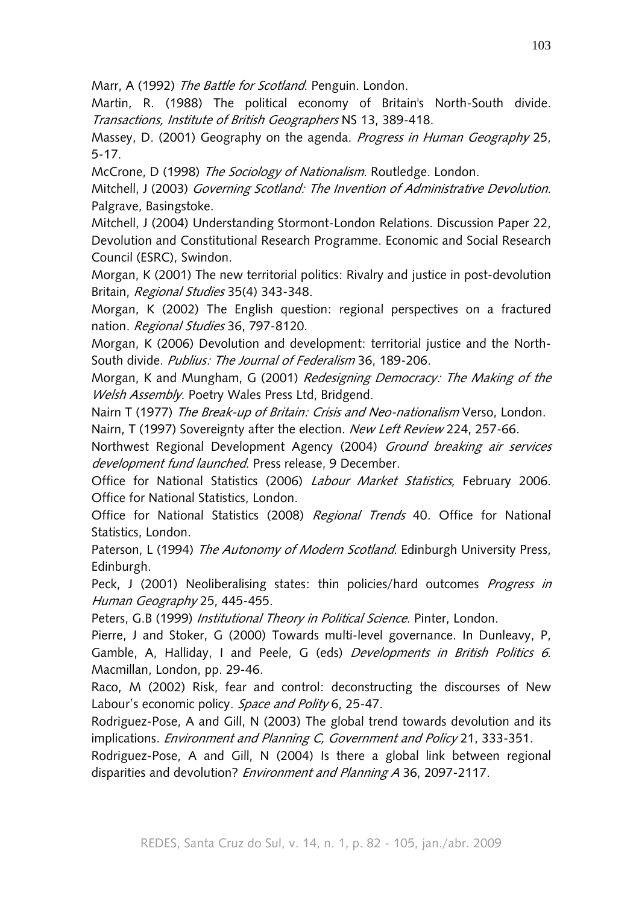Marr, A (1992) *The Battle for Scotland*. Penguin. London.

Martin, R. (1988) The political economy of Britain's North-South divide. *Transactions, Institute of British Geographers* NS 13, 389-418.

Massey, D. (2001) Geography on the agenda. *Progress in Human Geography* 25, 5-17.

McCrone, D (1998) *The Sociology of Nationalism*. Routledge. London.

Mitchell, J (2003) *Governing Scotland: The Invention of Administrative Devolution*. Palgrave, Basingstoke.

Mitchell, J (2004) Understanding Stormont-London Relations. Discussion Paper 22, Devolution and Constitutional Research Programme. Economic and Social Research Council (ESRC), Swindon.

Morgan, K (2001) The new territorial politics: Rivalry and justice in post-devolution Britain, *Regional Studies* 35(4) 343-348.

Morgan, K (2002) The English question: regional perspectives on a fractured nation. *Regional Studies* 36, 797-8120.

Morgan, K (2006) Devolution and development: territorial justice and the North-South divide. *Publius: The Journal of Federalism* 36, 189-206.

Morgan, K and Mungham, G (2001) *Redesigning Democracy: The Making of the Welsh Assembly*. Poetry Wales Press Ltd, Bridgend.

Nairn T (1977) *The Break-up of Britain: Crisis and Neo-nationalism* Verso, London.

Nairn, T (1997) Sovereignty after the election. *New Left Review* 224, 257-66.

Northwest Regional Development Agency (2004) *Ground breaking air services development fund launched*. Press release, 9 December.

Office for National Statistics (2006) *Labour Market Statistics*, February 2006. Office for National Statistics, London.

Office for National Statistics (2008) *Regional Trends* 40. Office for National Statistics, London.

Paterson, L (1994) *The Autonomy of Modern Scotland*. Edinburgh University Press, Edinburgh.

Peck, J (2001) Neoliberalising states: thin policies/hard outcomes *Progress in Human Geography* 25, 445-455.

Peters, G.B (1999) *Institutional Theory in Political Science*. Pinter, London.

Pierre, J and Stoker, G (2000) Towards multi-level governance. In Dunleavy, P, Gamble, A, Halliday, I and Peele, G (eds) *Developments in British Politics 6*. Macmillan, London, pp. 29-46.

Raco, M (2002) Risk, fear and control: deconstructing the discourses of New Labour's economic policy. *Space and Polity* 6, 25-47.

Rodriguez-Pose, A and Gill, N (2003) The global trend towards devolution and its implications. *Environment and Planning C, Government and Policy* 21, 333-351.

Rodriguez-Pose, A and Gill, N (2004) Is there a global link between regional disparities and devolution? *Environment and Planning A* 36, 2097-2117.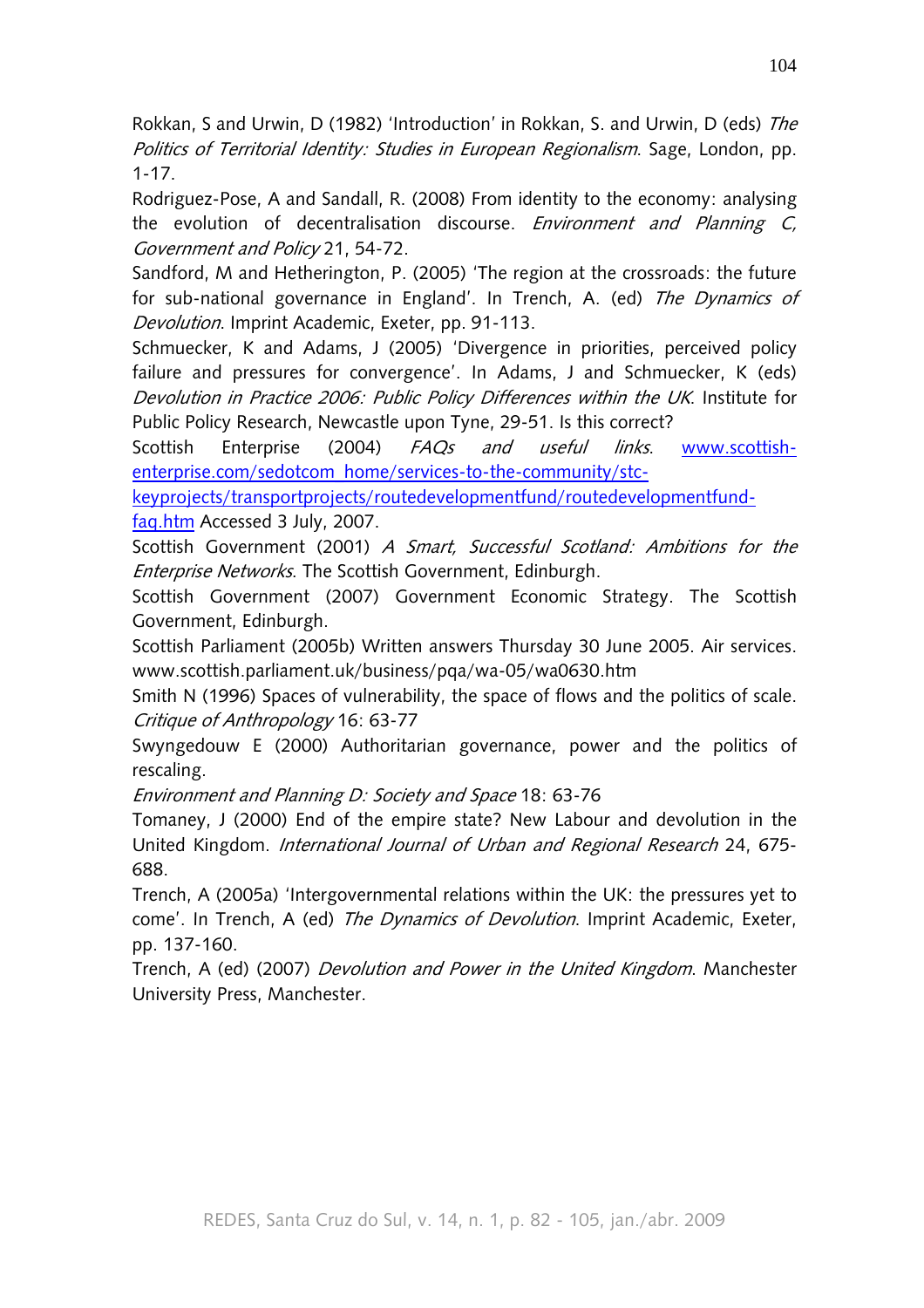Rokkan, S and Urwin, D (1982) 'Introduction' in Rokkan, S. and Urwin, D (eds) *The Politics of Territorial Identity: Studies in European Regionalism*. Sage, London, pp. 1-17.

Rodriguez-Pose, A and Sandall, R. (2008) From identity to the economy: analysing the evolution of decentralisation discourse. *Environment and Planning C, Government and Policy* 21, 54-72.

Sandford, M and Hetherington, P. (2005) 'The region at the crossroads: the future for sub-national governance in England'. In Trench, A. (ed) *The Dynamics of Devolution*. Imprint Academic, Exeter, pp. 91-113.

Schmuecker, K and Adams, J (2005) 'Divergence in priorities, perceived policy failure and pressures for convergence'. In Adams, J and Schmuecker, K (eds) *Devolution in Practice 2006: Public Policy Differences within the UK*. Institute for Public Policy Research, Newcastle upon Tyne, 29-51. Is this correct?

Scottish Enterprise (2004) *FAQs and useful links*. [www.scottish-enterprise.com/sedotcom_home/services-to-the-community/stc-keyprojects/transportprojects/routedevelopmentfund/routedevelopmentfund-faq.htm](www.scottish-enterprise.com/sedotcom_home/services-to-the-community/stc-keyprojects/transportprojects/routedevelopmentfund/routedevelopmentfund-faq.htm) Accessed 3 July, 2007.

Scottish Government (2001) *A Smart, Successful Scotland: Ambitions for the Enterprise Networks*. The Scottish Government, Edinburgh.

Scottish Government (2007) Government Economic Strategy. The Scottish Government, Edinburgh.

Scottish Parliament (2005b) Written answers Thursday 30 June 2005. Air services. www.scottish.parliament.uk/business/pqa/wa-05/wa0630.htm

Smith N (1996) Spaces of vulnerability, the space of flows and the politics of scale. *Critique of Anthropology* 16: 63-77

Swyngedouw E (2000) Authoritarian governance, power and the politics of rescaling.
*Environment and Planning D: Society and Space* 18: 63-76

Tomaney, J (2000) End of the empire state? New Labour and devolution in the United Kingdom. *International Journal of Urban and Regional Research* 24, 675-688.

Trench, A (2005a) 'Intergovernmental relations within the UK: the pressures yet to come'. In Trench, A (ed) *The Dynamics of Devolution*. Imprint Academic, Exeter, pp. 137-160.

Trench, A (ed) (2007) *Devolution and Power in the United Kingdom*. Manchester University Press, Manchester.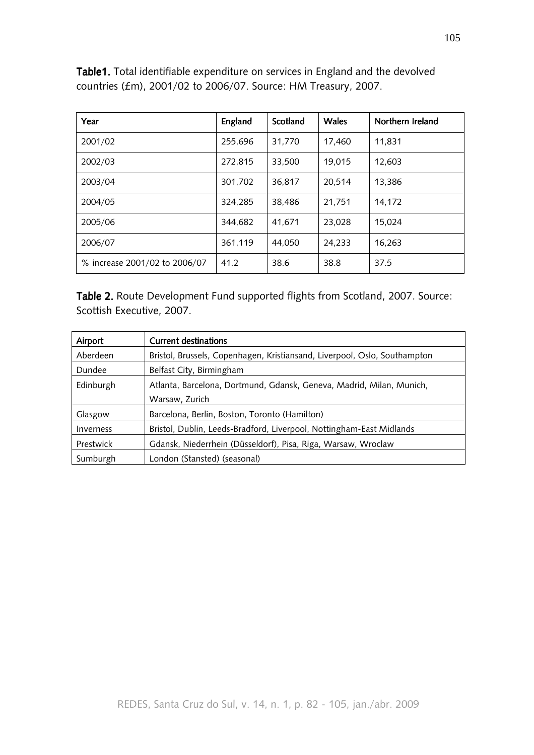**Table1.** Total identifiable expenditure on services in England and the devolved countries (£m), 2001/02 to 2006/07. Source: HM Treasury, 2007.

| Year | England | Scotland | Wales | Northern Ireland |
|---|---|---|---|---|
| 2001/02 | 255,696 | 31,770 | 17,460 | 11,831 |
| 2002/03 | 272,815 | 33,500 | 19,015 | 12,603 |
| 2003/04 | 301,702 | 36,817 | 20,514 | 13,386 |
| 2004/05 | 324,285 | 38,486 | 21,751 | 14,172 |
| 2005/06 | 344,682 | 41,671 | 23,028 | 15,024 |
| 2006/07 | 361,119 | 44,050 | 24,233 | 16,263 |
| % increase 2001/02 to 2006/07 | 41.2 | 38.6 | 38.8 | 37.5 |

**Table 2.** Route Development Fund supported flights from Scotland, 2007. Source: Scottish Executive, 2007.

| Airport | Current destinations |
|---|---|
| Aberdeen | Bristol, Brussels, Copenhagen, Kristiansand, Liverpool, Oslo, Southampton |
| Dundee | Belfast City, Birmingham |
| Edinburgh | Atlanta, Barcelona, Dortmund, Gdansk, Geneva, Madrid, Milan, Munich, Warsaw, Zurich |
| Glasgow | Barcelona, Berlin, Boston, Toronto (Hamilton) |
| Inverness | Bristol, Dublin, Leeds-Bradford, Liverpool, Nottingham-East Midlands |
| Prestwick | Gdansk, Niederrhein (Düsseldorf), Pisa, Riga, Warsaw, Wroclaw |
| Sumburgh | London (Stansted) (seasonal) |